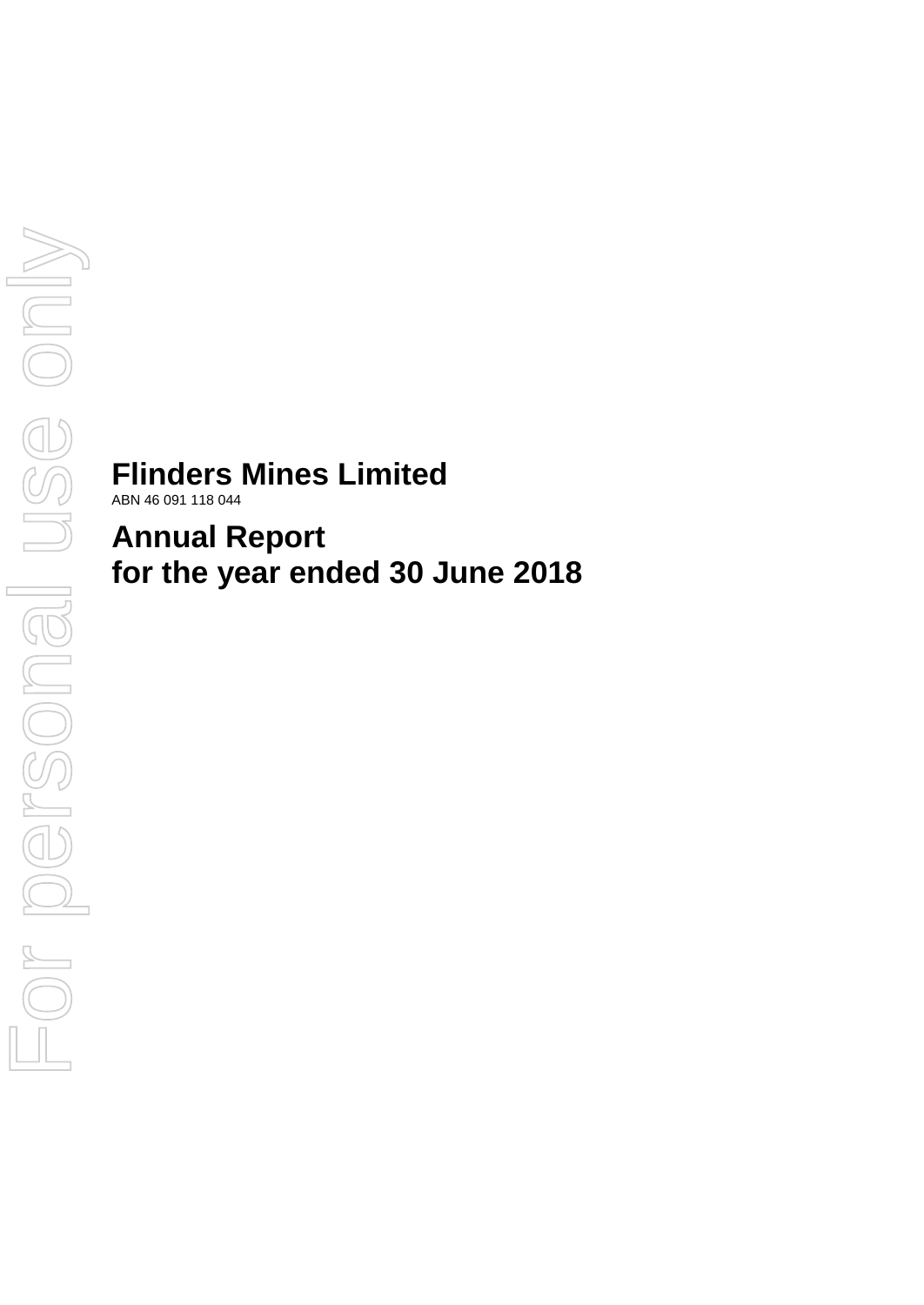# Flinders Mines Limited

ABN 46 091 118 044

# Annual Report
# for the year ended 30 June 2018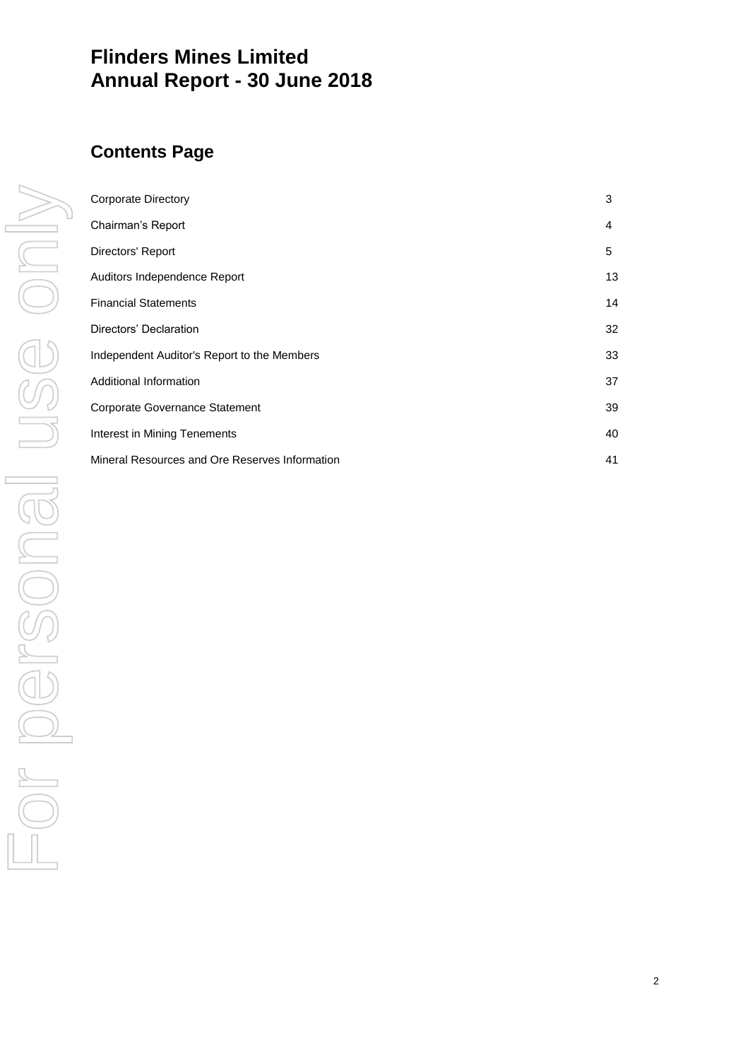# Flinders Mines Limited
# Annual Report - 30 June 2018

## Contents Page

| | |
|---|---|
| Corporate Directory | 3 |
| Chairman's Report | 4 |
| Directors' Report | 5 |
| Auditors Independence Report | 13 |
| Financial Statements | 14 |
| Directors' Declaration | 32 |
| Independent Auditor's Report to the Members | 33 |
| Additional Information | 37 |
| Corporate Governance Statement | 39 |
| Interest in Mining Tenements | 40 |
| Mineral Resources and Ore Reserves Information | 41 |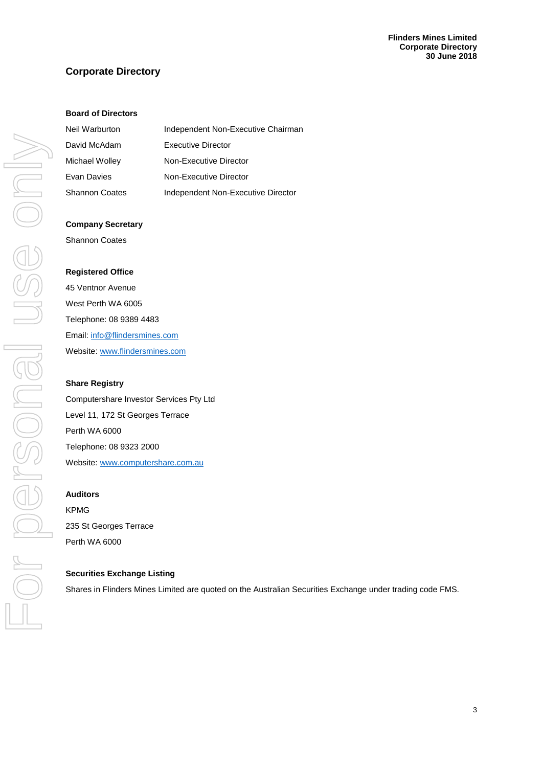# Corporate Directory

### Board of Directors

| | |
|---|---|
| Neil Warburton | Independent Non-Executive Chairman |
| David McAdam | Executive Director |
| Michael Wolley | Non-Executive Director |
| Evan Davies | Non-Executive Director |
| Shannon Coates | Independent Non-Executive Director |

### Company Secretary

Shannon Coates

### Registered Office

45 Ventnor Avenue

West Perth WA 6005

Telephone: 08 9389 4483

Email: info@flindersmines.com

Website: www.flindersmines.com

### Share Registry

Computershare Investor Services Pty Ltd

Level 11, 172 St Georges Terrace

Perth WA 6000

Telephone: 08 9323 2000

Website: www.computershare.com.au

### Auditors

KPMG

235 St Georges Terrace

Perth WA 6000

### Securities Exchange Listing

Shares in Flinders Mines Limited are quoted on the Australian Securities Exchange under trading code FMS.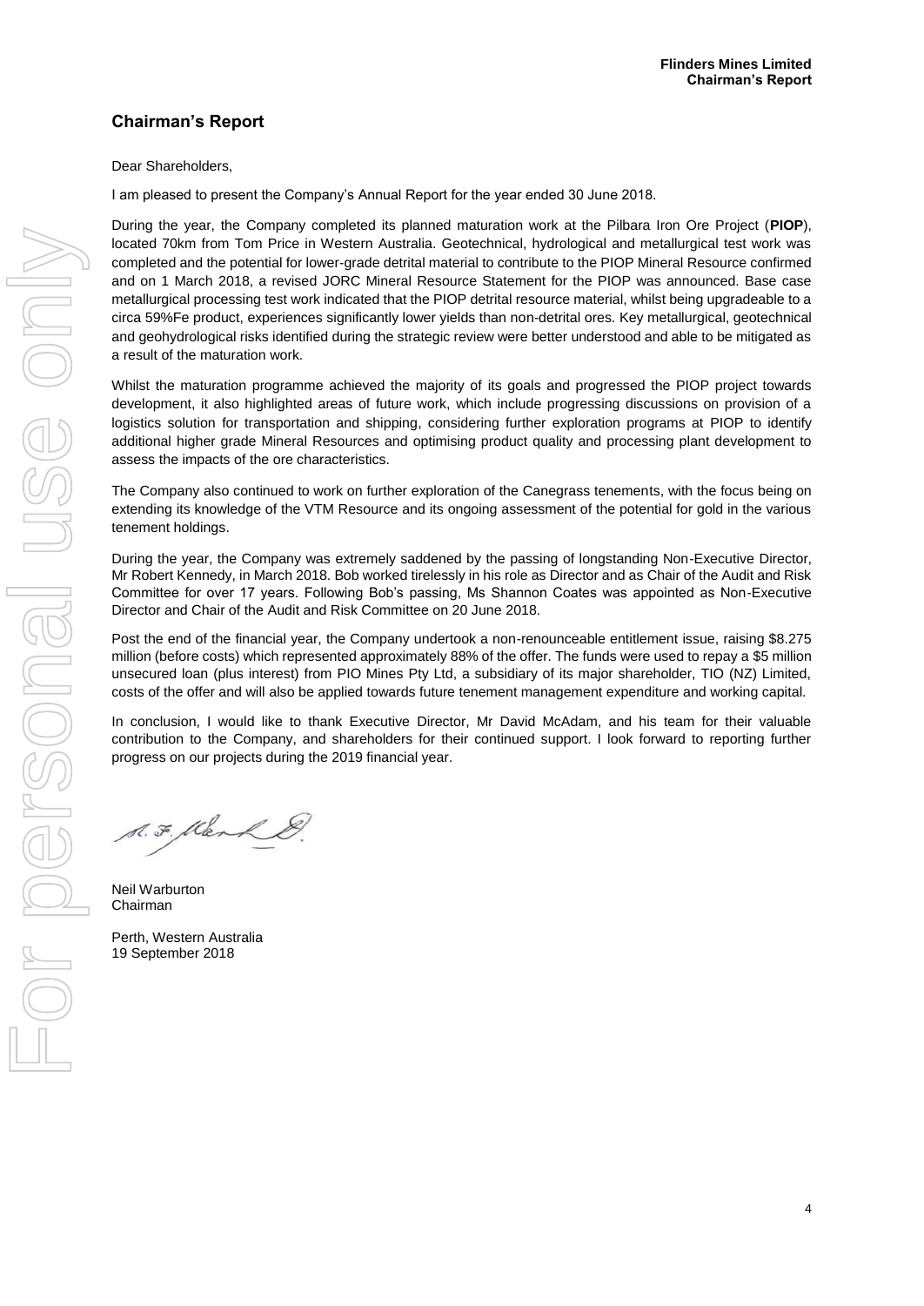## Chairman's Report

Dear Shareholders,

I am pleased to present the Company's Annual Report for the year ended 30 June 2018.

During the year, the Company completed its planned maturation work at the Pilbara Iron Ore Project (**PIOP**), located 70km from Tom Price in Western Australia. Geotechnical, hydrological and metallurgical test work was completed and the potential for lower-grade detrital material to contribute to the PIOP Mineral Resource confirmed and on 1 March 2018, a revised JORC Mineral Resource Statement for the PIOP was announced. Base case metallurgical processing test work indicated that the PIOP detrital resource material, whilst being upgradeable to a circa 59%Fe product, experiences significantly lower yields than non-detrital ores. Key metallurgical, geotechnical and geohydrological risks identified during the strategic review were better understood and able to be mitigated as a result of the maturation work.

Whilst the maturation programme achieved the majority of its goals and progressed the PIOP project towards development, it also highlighted areas of future work, which include progressing discussions on provision of a logistics solution for transportation and shipping, considering further exploration programs at PIOP to identify additional higher grade Mineral Resources and optimising product quality and processing plant development to assess the impacts of the ore characteristics.

The Company also continued to work on further exploration of the Canegrass tenements, with the focus being on extending its knowledge of the VTM Resource and its ongoing assessment of the potential for gold in the various tenement holdings.

During the year, the Company was extremely saddened by the passing of longstanding Non-Executive Director, Mr Robert Kennedy, in March 2018. Bob worked tirelessly in his role as Director and as Chair of the Audit and Risk Committee for over 17 years. Following Bob's passing, Ms Shannon Coates was appointed as Non-Executive Director and Chair of the Audit and Risk Committee on 20 June 2018.

Post the end of the financial year, the Company undertook a non-renounceable entitlement issue, raising $8.275 million (before costs) which represented approximately 88% of the offer. The funds were used to repay a $5 million unsecured loan (plus interest) from PIO Mines Pty Ltd, a subsidiary of its major shareholder, TIO (NZ) Limited, costs of the offer and will also be applied towards future tenement management expenditure and working capital.

In conclusion, I would like to thank Executive Director, Mr David McAdam, and his team for their valuable contribution to the Company, and shareholders for their continued support. I look forward to reporting further progress on our projects during the 2019 financial year.

Neil Warburton
Chairman

Perth, Western Australia
19 September 2018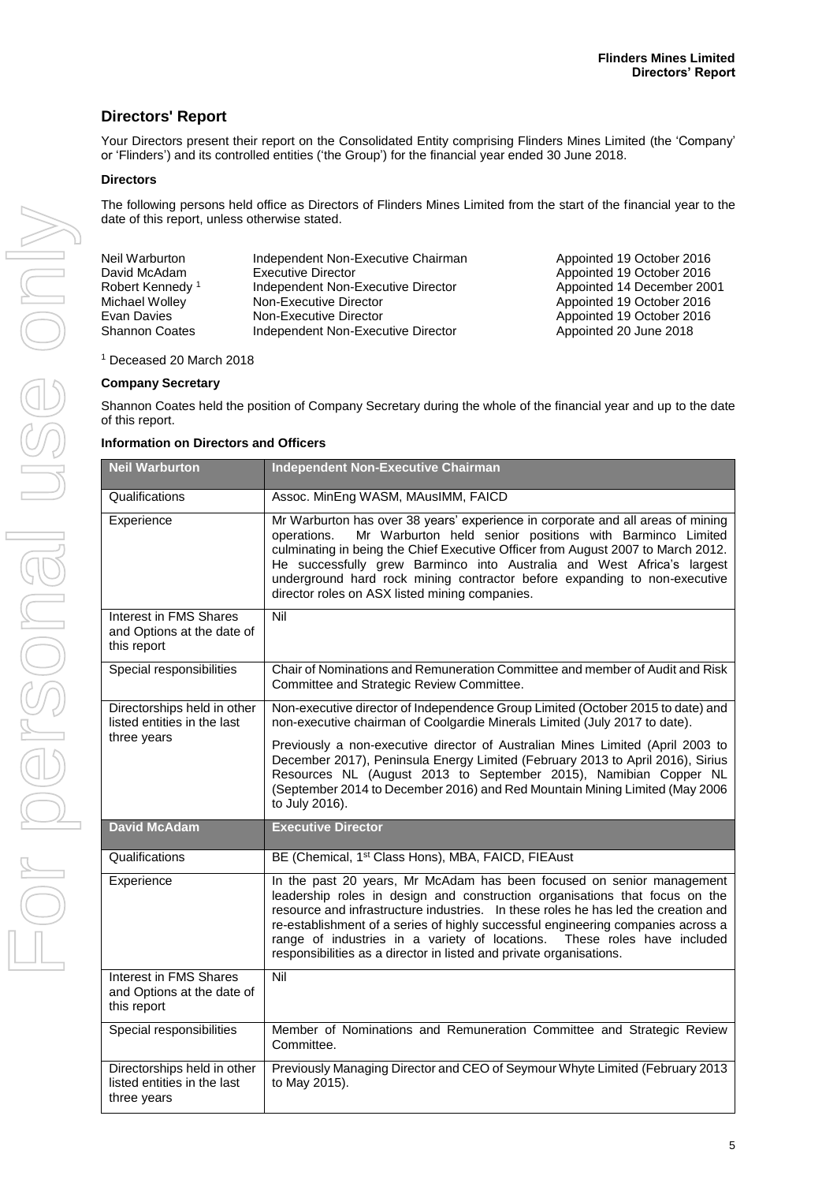## Directors' Report

Your Directors present their report on the Consolidated Entity comprising Flinders Mines Limited (the 'Company' or 'Flinders') and its controlled entities ('the Group') for the financial year ended 30 June 2018.

### Directors

The following persons held office as Directors of Flinders Mines Limited from the start of the financial year to the date of this report, unless otherwise stated.

| | | |
|---|---|---|
| Neil Warburton | Independent Non-Executive Chairman | Appointed 19 October 2016 |
| David McAdam | Executive Director | Appointed 19 October 2016 |
| Robert Kennedy [1] | Independent Non-Executive Director | Appointed 14 December 2001 |
| Michael Wolley | Non-Executive Director | Appointed 19 October 2016 |
| Evan Davies | Non-Executive Director | Appointed 19 October 2016 |
| Shannon Coates | Independent Non-Executive Director | Appointed 20 June 2018 |

[1] Deceased 20 March 2018

### Company Secretary

Shannon Coates held the position of Company Secretary during the whole of the financial year and up to the date of this report.

### Information on Directors and Officers

| **Neil Warburton** | **Independent Non-Executive Chairman** |
|---|---|
| Qualifications | Assoc. MinEng WASM, MAusIMM, FAICD |
| Experience | Mr Warburton has over 38 years' experience in corporate and all areas of mining operations. Mr Warburton held senior positions with Barminco Limited culminating in being the Chief Executive Officer from August 2007 to March 2012. He successfully grew Barminco into Australia and West Africa's largest underground hard rock mining contractor before expanding to non-executive director roles on ASX listed mining companies. |
| Interest in FMS Shares and Options at the date of this report | Nil |
| Special responsibilities | Chair of Nominations and Remuneration Committee and member of Audit and Risk Committee and Strategic Review Committee. |
| Directorships held in other listed entities in the last three years | Non-executive director of Independence Group Limited (October 2015 to date) and non-executive chairman of Coolgardie Minerals Limited (July 2017 to date). Previously a non-executive director of Australian Mines Limited (April 2003 to December 2017), Peninsula Energy Limited (February 2013 to April 2016), Sirius Resources NL (August 2013 to September 2015), Namibian Copper NL (September 2014 to December 2016) and Red Mountain Mining Limited (May 2006 to July 2016). |
| **David McAdam** | **Executive Director** |
| Qualifications | BE (Chemical, 1st Class Hons), MBA, FAICD, FIEAust |
| Experience | In the past 20 years, Mr McAdam has been focused on senior management leadership roles in design and construction organisations that focus on the resource and infrastructure industries. In these roles he has led the creation and re-establishment of a series of highly successful engineering companies across a range of industries in a variety of locations. These roles have included responsibilities as a director in listed and private organisations. |
| Interest in FMS Shares and Options at the date of this report | Nil |
| Special responsibilities | Member of Nominations and Remuneration Committee and Strategic Review Committee. |
| Directorships held in other listed entities in the last three years | Previously Managing Director and CEO of Seymour Whyte Limited (February 2013 to May 2015). |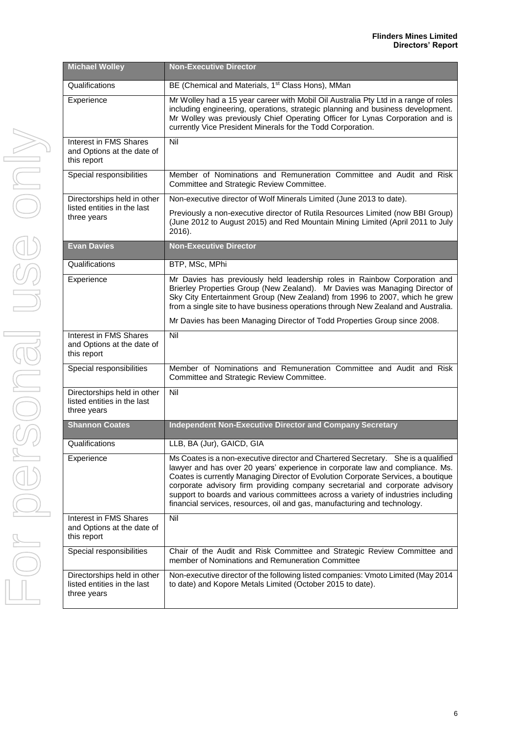| Michael Wolley | Non-Executive Director |
|---|---|
| Qualifications | BE (Chemical and Materials, 1st Class Hons), MMan |
| Experience | Mr Wolley had a 15 year career with Mobil Oil Australia Pty Ltd in a range of roles including engineering, operations, strategic planning and business development. Mr Wolley was previously Chief Operating Officer for Lynas Corporation and is currently Vice President Minerals for the Todd Corporation. |
| Interest in FMS Shares and Options at the date of this report | Nil |
| Special responsibilities | Member of Nominations and Remuneration Committee and Audit and Risk Committee and Strategic Review Committee. |
| Directorships held in other listed entities in the last three years | Non-executive director of Wolf Minerals Limited (June 2013 to date).<br><br>Previously a non-executive director of Rutila Resources Limited (now BBI Group) (June 2012 to August 2015) and Red Mountain Mining Limited (April 2011 to July 2016). |
| **Evan Davies** | **Non-Executive Director** |
| Qualifications | BTP, MSc, MPhi |
| Experience | Mr Davies has previously held leadership roles in Rainbow Corporation and Brierley Properties Group (New Zealand). Mr Davies was Managing Director of Sky City Entertainment Group (New Zealand) from 1996 to 2007, which he grew from a single site to have business operations through New Zealand and Australia.<br><br>Mr Davies has been Managing Director of Todd Properties Group since 2008. |
| Interest in FMS Shares and Options at the date of this report | Nil |
| Special responsibilities | Member of Nominations and Remuneration Committee and Audit and Risk Committee and Strategic Review Committee. |
| Directorships held in other listed entities in the last three years | Nil |
| **Shannon Coates** | **Independent Non-Executive Director and Company Secretary** |
| Qualifications | LLB, BA (Jur), GAICD, GIA |
| Experience | Ms Coates is a non-executive director and Chartered Secretary. She is a qualified lawyer and has over 20 years' experience in corporate law and compliance. Ms. Coates is currently Managing Director of Evolution Corporate Services, a boutique corporate advisory firm providing company secretarial and corporate advisory support to boards and various committees across a variety of industries including financial services, resources, oil and gas, manufacturing and technology. |
| Interest in FMS Shares and Options at the date of this report | Nil |
| Special responsibilities | Chair of the Audit and Risk Committee and Strategic Review Committee and member of Nominations and Remuneration Committee |
| Directorships held in other listed entities in the last three years | Non-executive director of the following listed companies: Vmoto Limited (May 2014 to date) and Kopore Metals Limited (October 2015 to date). |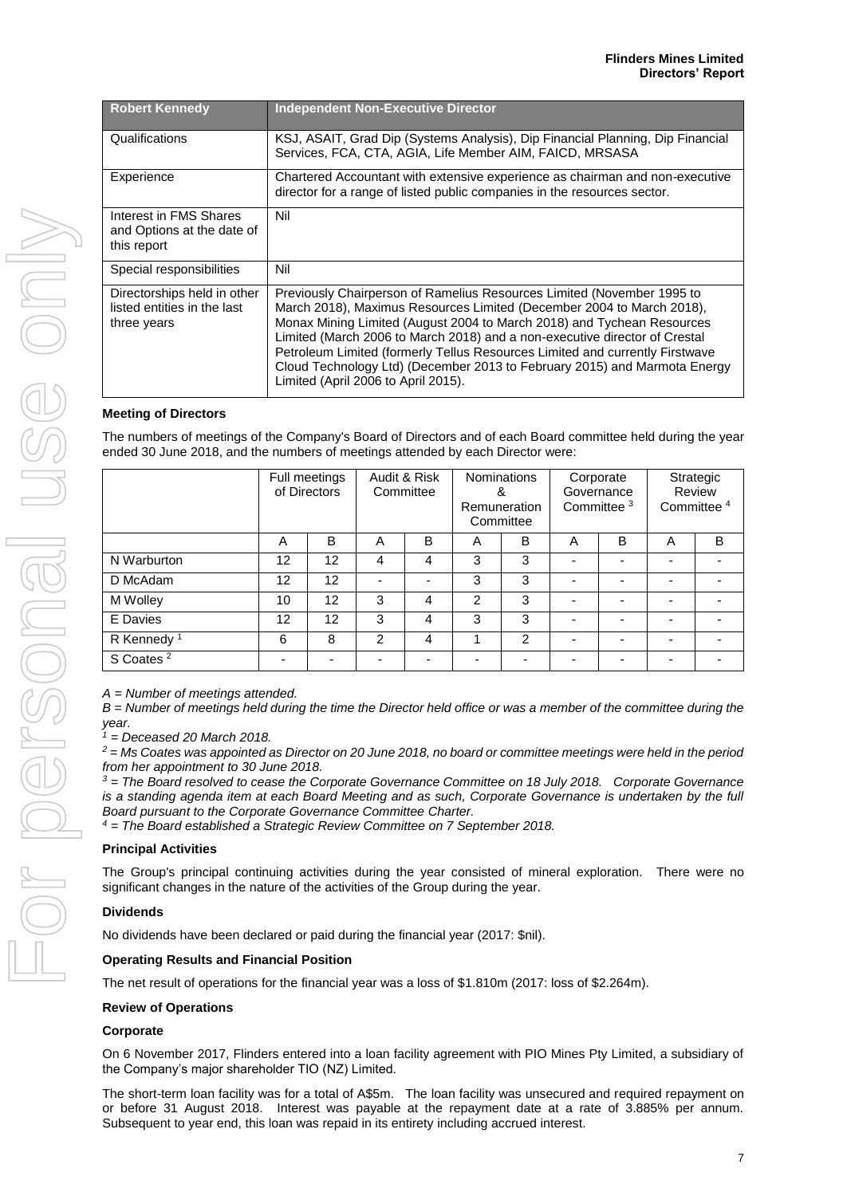| Robert Kennedy | Independent Non-Executive Director |
| --- | --- |
| Qualifications | KSJ, ASAIT, Grad Dip (Systems Analysis), Dip Financial Planning, Dip Financial Services, FCA, CTA, AGIA, Life Member AIM, FAICD, MRSASA |
| Experience | Chartered Accountant with extensive experience as chairman and non-executive director for a range of listed public companies in the resources sector. |
| Interest in FMS Shares and Options at the date of this report | Nil |
| Special responsibilities | Nil |
| Directorships held in other listed entities in the last three years | Previously Chairperson of Ramelius Resources Limited (November 1995 to March 2018), Maximus Resources Limited (December 2004 to March 2018), Monax Mining Limited (August 2004 to March 2018) and Tychean Resources Limited (March 2006 to March 2018) and a non-executive director of Crestal Petroleum Limited (formerly Tellus Resources Limited and currently Firstwave Cloud Technology Ltd) (December 2013 to February 2015) and Marmota Energy Limited (April 2006 to April 2015). |

### Meeting of Directors

The numbers of meetings of the Company's Board of Directors and of each Board committee held during the year ended 30 June 2018, and the numbers of meetings attended by each Director were:

| | Full meetings of Directors | | Audit & Risk Committee | | Nominations & Remuneration Committee | | Corporate Governance Committee [3] | | Strategic Review Committee [4] | |
| --- | --- | --- | --- | --- | --- | --- | --- | --- | --- | --- |
| | A | B | A | B | A | B | A | B | A | B |
| N Warburton | 12 | 12 | 4 | 4 | 3 | 3 | - | - | - | - |
| D McAdam | 12 | 12 | - | - | 3 | 3 | - | - | - | - |
| M Wolley | 10 | 12 | 3 | 4 | 2 | 3 | - | - | - | - |
| E Davies | 12 | 12 | 3 | 4 | 3 | 3 | - | - | - | - |
| R Kennedy [1] | 6 | 8 | 2 | 4 | 1 | 2 | - | - | - | - |
| S Coates [2] | - | - | - | - | - | - | - | - | - | - |

*A = Number of meetings attended.*

*B = Number of meetings held during the time the Director held office or was a member of the committee during the year.*

*[1] = Deceased 20 March 2018.*

*[2] = Ms Coates was appointed as Director on 20 June 2018, no board or committee meetings were held in the period from her appointment to 30 June 2018.*

*[3] = The Board resolved to cease the Corporate Governance Committee on 18 July 2018. Corporate Governance is a standing agenda item at each Board Meeting and as such, Corporate Governance is undertaken by the full Board pursuant to the Corporate Governance Committee Charter.*

*[4] = The Board established a Strategic Review Committee on 7 September 2018.*

### Principal Activities

The Group's principal continuing activities during the year consisted of mineral exploration. There were no significant changes in the nature of the activities of the Group during the year.

### Dividends

No dividends have been declared or paid during the financial year (2017: $nil).

### Operating Results and Financial Position

The net result of operations for the financial year was a loss of $1.810m (2017: loss of $2.264m).

### Review of Operations

#### Corporate

On 6 November 2017, Flinders entered into a loan facility agreement with PIO Mines Pty Limited, a subsidiary of the Company's major shareholder TIO (NZ) Limited.

The short-term loan facility was for a total of A$5m. The loan facility was unsecured and required repayment on or before 31 August 2018. Interest was payable at the repayment date at a rate of 3.885% per annum. Subsequent to year end, this loan was repaid in its entirety including accrued interest.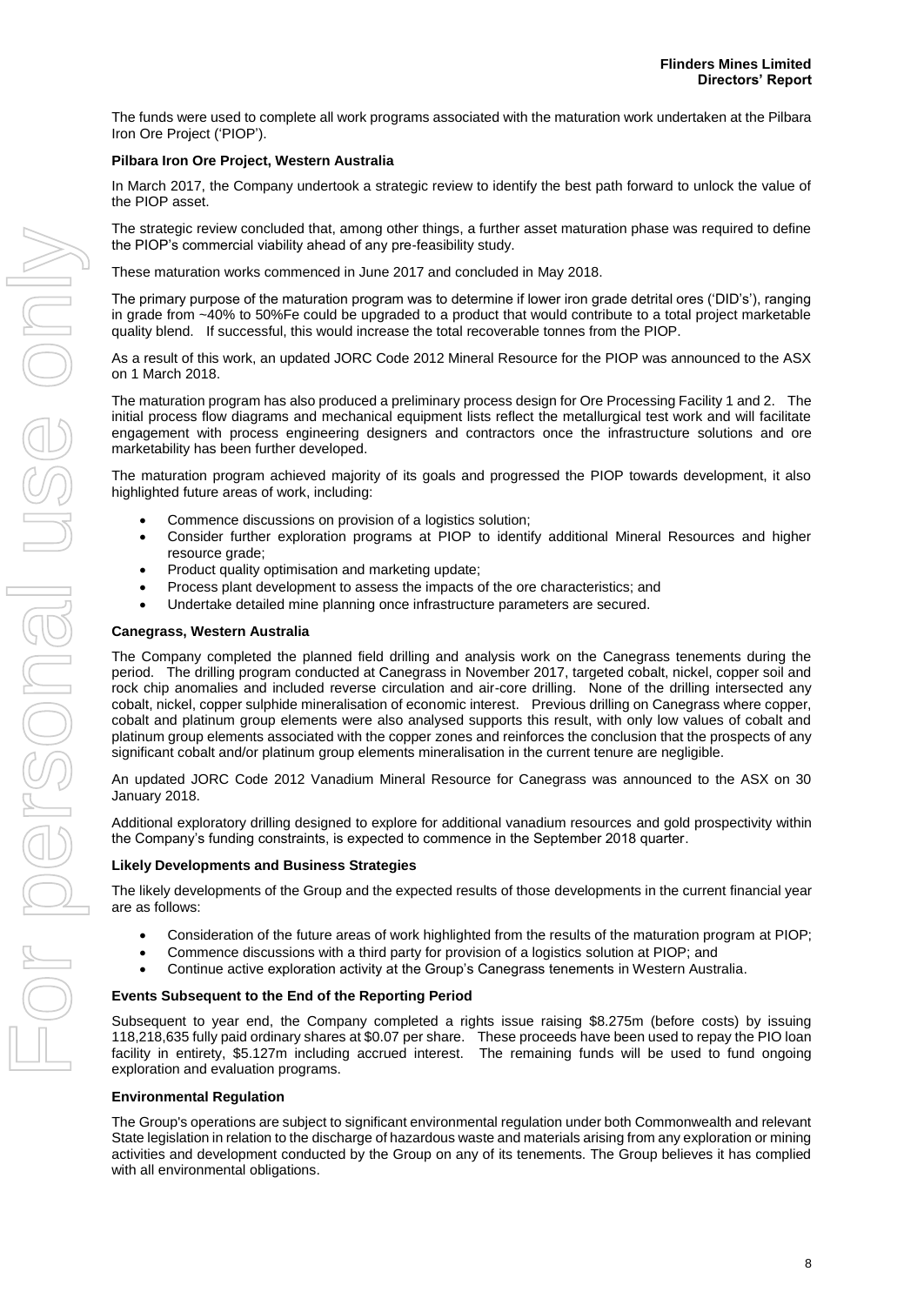The funds were used to complete all work programs associated with the maturation work undertaken at the Pilbara Iron Ore Project ('PIOP').

**Pilbara Iron Ore Project, Western Australia**

In March 2017, the Company undertook a strategic review to identify the best path forward to unlock the value of the PIOP asset.

The strategic review concluded that, among other things, a further asset maturation phase was required to define the PIOP's commercial viability ahead of any pre-feasibility study.

These maturation works commenced in June 2017 and concluded in May 2018.

The primary purpose of the maturation program was to determine if lower iron grade detrital ores ('DID's'), ranging in grade from ~40% to 50%Fe could be upgraded to a product that would contribute to a total project marketable quality blend. If successful, this would increase the total recoverable tonnes from the PIOP.

As a result of this work, an updated JORC Code 2012 Mineral Resource for the PIOP was announced to the ASX on 1 March 2018.

The maturation program has also produced a preliminary process design for Ore Processing Facility 1 and 2. The initial process flow diagrams and mechanical equipment lists reflect the metallurgical test work and will facilitate engagement with process engineering designers and contractors once the infrastructure solutions and ore marketability has been further developed.

The maturation program achieved majority of its goals and progressed the PIOP towards development, it also highlighted future areas of work, including:

- Commence discussions on provision of a logistics solution;
- Consider further exploration programs at PIOP to identify additional Mineral Resources and higher resource grade;
- Product quality optimisation and marketing update;
- Process plant development to assess the impacts of the ore characteristics; and
- Undertake detailed mine planning once infrastructure parameters are secured.

**Canegrass, Western Australia**

The Company completed the planned field drilling and analysis work on the Canegrass tenements during the period. The drilling program conducted at Canegrass in November 2017, targeted cobalt, nickel, copper soil and rock chip anomalies and included reverse circulation and air-core drilling. None of the drilling intersected any cobalt, nickel, copper sulphide mineralisation of economic interest. Previous drilling on Canegrass where copper, cobalt and platinum group elements were also analysed supports this result, with only low values of cobalt and platinum group elements associated with the copper zones and reinforces the conclusion that the prospects of any significant cobalt and/or platinum group elements mineralisation in the current tenure are negligible.

An updated JORC Code 2012 Vanadium Mineral Resource for Canegrass was announced to the ASX on 30 January 2018.

Additional exploratory drilling designed to explore for additional vanadium resources and gold prospectivity within the Company's funding constraints, is expected to commence in the September 2018 quarter.

**Likely Developments and Business Strategies**

The likely developments of the Group and the expected results of those developments in the current financial year are as follows:

- Consideration of the future areas of work highlighted from the results of the maturation program at PIOP;
- Commence discussions with a third party for provision of a logistics solution at PIOP; and
- Continue active exploration activity at the Group's Canegrass tenements in Western Australia.

**Events Subsequent to the End of the Reporting Period**

Subsequent to year end, the Company completed a rights issue raising $8.275m (before costs) by issuing 118,218,635 fully paid ordinary shares at $0.07 per share. These proceeds have been used to repay the PIO loan facility in entirety, $5.127m including accrued interest. The remaining funds will be used to fund ongoing exploration and evaluation programs.

**Environmental Regulation**

The Group's operations are subject to significant environmental regulation under both Commonwealth and relevant State legislation in relation to the discharge of hazardous waste and materials arising from any exploration or mining activities and development conducted by the Group on any of its tenements. The Group believes it has complied with all environmental obligations.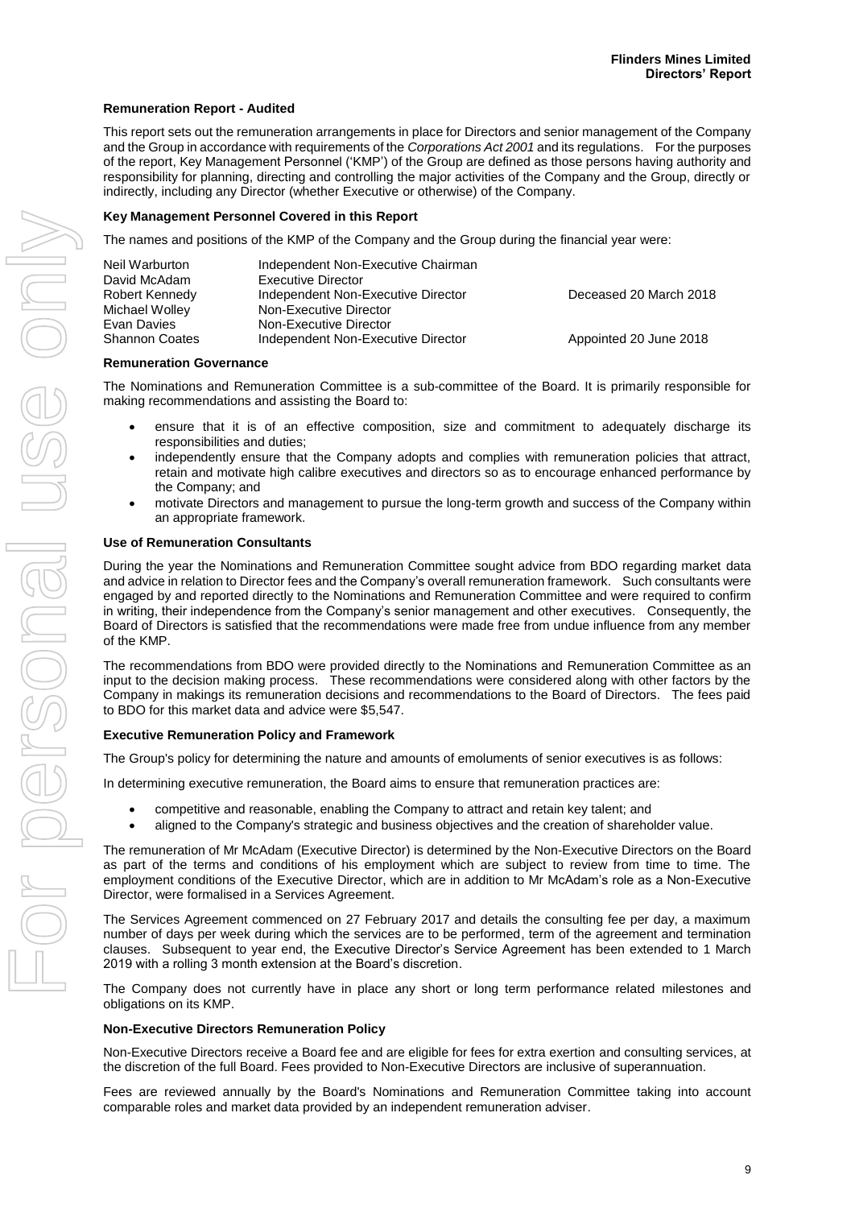### Remuneration Report - Audited

This report sets out the remuneration arrangements in place for Directors and senior management of the Company and the Group in accordance with requirements of the *Corporations Act 2001* and its regulations. For the purposes of the report, Key Management Personnel ('KMP') of the Group are defined as those persons having authority and responsibility for planning, directing and controlling the major activities of the Company and the Group, directly or indirectly, including any Director (whether Executive or otherwise) of the Company.

### Key Management Personnel Covered in this Report

The names and positions of the KMP of the Company and the Group during the financial year were:

| | | |
|---|---|---|
| Neil Warburton | Independent Non-Executive Chairman | |
| David McAdam | Executive Director | |
| Robert Kennedy | Independent Non-Executive Director | Deceased 20 March 2018 |
| Michael Wolley | Non-Executive Director | |
| Evan Davies | Non-Executive Director | |
| Shannon Coates | Independent Non-Executive Director | Appointed 20 June 2018 |

### Remuneration Governance

The Nominations and Remuneration Committee is a sub-committee of the Board. It is primarily responsible for making recommendations and assisting the Board to:

- ensure that it is of an effective composition, size and commitment to adequately discharge its responsibilities and duties;
- independently ensure that the Company adopts and complies with remuneration policies that attract, retain and motivate high calibre executives and directors so as to encourage enhanced performance by the Company; and
- motivate Directors and management to pursue the long-term growth and success of the Company within an appropriate framework.

### Use of Remuneration Consultants

During the year the Nominations and Remuneration Committee sought advice from BDO regarding market data and advice in relation to Director fees and the Company's overall remuneration framework. Such consultants were engaged by and reported directly to the Nominations and Remuneration Committee and were required to confirm in writing, their independence from the Company's senior management and other executives. Consequently, the Board of Directors is satisfied that the recommendations were made free from undue influence from any member of the KMP.

The recommendations from BDO were provided directly to the Nominations and Remuneration Committee as an input to the decision making process. These recommendations were considered along with other factors by the Company in makings its remuneration decisions and recommendations to the Board of Directors. The fees paid to BDO for this market data and advice were $5,547.

### Executive Remuneration Policy and Framework

The Group's policy for determining the nature and amounts of emoluments of senior executives is as follows:

In determining executive remuneration, the Board aims to ensure that remuneration practices are:

- competitive and reasonable, enabling the Company to attract and retain key talent; and
- aligned to the Company's strategic and business objectives and the creation of shareholder value.

The remuneration of Mr McAdam (Executive Director) is determined by the Non-Executive Directors on the Board as part of the terms and conditions of his employment which are subject to review from time to time. The employment conditions of the Executive Director, which are in addition to Mr McAdam's role as a Non-Executive Director, were formalised in a Services Agreement.

The Services Agreement commenced on 27 February 2017 and details the consulting fee per day, a maximum number of days per week during which the services are to be performed, term of the agreement and termination clauses. Subsequent to year end, the Executive Director's Service Agreement has been extended to 1 March 2019 with a rolling 3 month extension at the Board's discretion.

The Company does not currently have in place any short or long term performance related milestones and obligations on its KMP.

### Non-Executive Directors Remuneration Policy

Non-Executive Directors receive a Board fee and are eligible for fees for extra exertion and consulting services, at the discretion of the full Board. Fees provided to Non-Executive Directors are inclusive of superannuation.

Fees are reviewed annually by the Board's Nominations and Remuneration Committee taking into account comparable roles and market data provided by an independent remuneration adviser.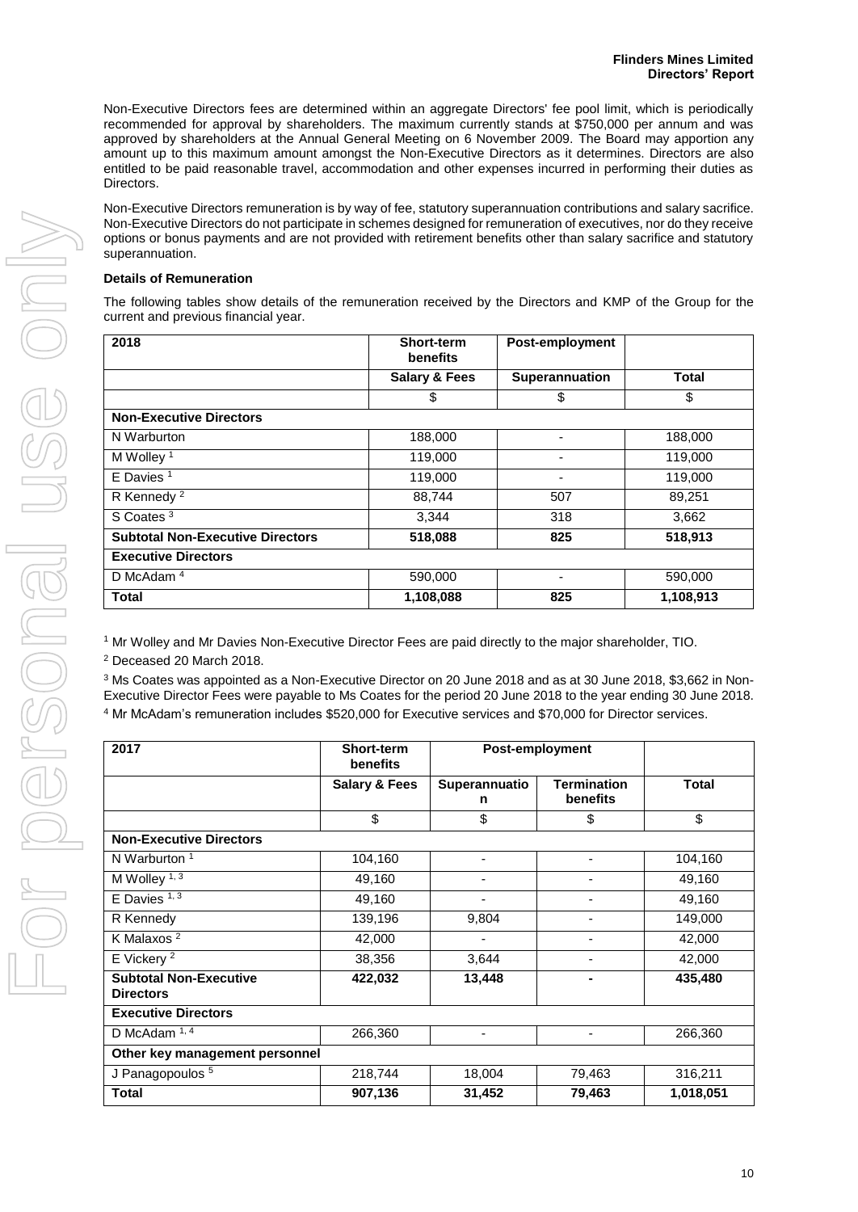Non-Executive Directors fees are determined within an aggregate Directors' fee pool limit, which is periodically recommended for approval by shareholders. The maximum currently stands at $750,000 per annum and was approved by shareholders at the Annual General Meeting on 6 November 2009. The Board may apportion any amount up to this maximum amount amongst the Non-Executive Directors as it determines. Directors are also entitled to be paid reasonable travel, accommodation and other expenses incurred in performing their duties as Directors.

Non-Executive Directors remuneration is by way of fee, statutory superannuation contributions and salary sacrifice. Non-Executive Directors do not participate in schemes designed for remuneration of executives, nor do they receive options or bonus payments and are not provided with retirement benefits other than salary sacrifice and statutory superannuation.

**Details of Remuneration**

The following tables show details of the remuneration received by the Directors and KMP of the Group for the current and previous financial year.

| 2018 | Short-term benefits | Post-employment | |
|---|---|---|---|
| | **Salary & Fees** | **Superannuation** | **Total** |
| | $ | $ | $ |
| **Non-Executive Directors** | | | |
| N Warburton | 188,000 | - | 188,000 |
| M Wolley [1] | 119,000 | - | 119,000 |
| E Davies [1] | 119,000 | - | 119,000 |
| R Kennedy [2] | 88,744 | 507 | 89,251 |
| S Coates [3] | 3,344 | 318 | 3,662 |
| **Subtotal Non-Executive Directors** | **518,088** | **825** | **518,913** |
| **Executive Directors** | | | |
| D McAdam [4] | 590,000 | - | 590,000 |
| **Total** | **1,108,088** | **825** | **1,108,913** |

[1] Mr Wolley and Mr Davies Non-Executive Director Fees are paid directly to the major shareholder, TIO.

[2] Deceased 20 March 2018.

[3] Ms Coates was appointed as a Non-Executive Director on 20 June 2018 and as at 30 June 2018, $3,662 in Non-Executive Director Fees were payable to Ms Coates for the period 20 June 2018 to the year ending 30 June 2018.

[4] Mr McAdam's remuneration includes $520,000 for Executive services and $70,000 for Director services.

| 2017 | Short-term benefits | Post-employment | | |
|---|---|---|---|---|
| | **Salary & Fees** | **Superannuation** | **Termination benefits** | **Total** |
| | $ | $ | $ | $ |
| **Non-Executive Directors** | | | | |
| N Warburton [1] | 104,160 | - | - | 104,160 |
| M Wolley [1, 3] | 49,160 | - | - | 49,160 |
| E Davies [1, 3] | 49,160 | - | - | 49,160 |
| R Kennedy | 139,196 | 9,804 | - | 149,000 |
| K Malaxos [2] | 42,000 | - | - | 42,000 |
| E Vickery [2] | 38,356 | 3,644 | - | 42,000 |
| **Subtotal Non-Executive Directors** | **422,032** | **13,448** | **-** | **435,480** |
| **Executive Directors** | | | | |
| D McAdam [1, 4] | 266,360 | - | - | 266,360 |
| **Other key management personnel** | | | | |
| J Panagopoulos [5] | 218,744 | 18,004 | 79,463 | 316,211 |
| **Total** | **907,136** | **31,452** | **79,463** | **1,018,051** |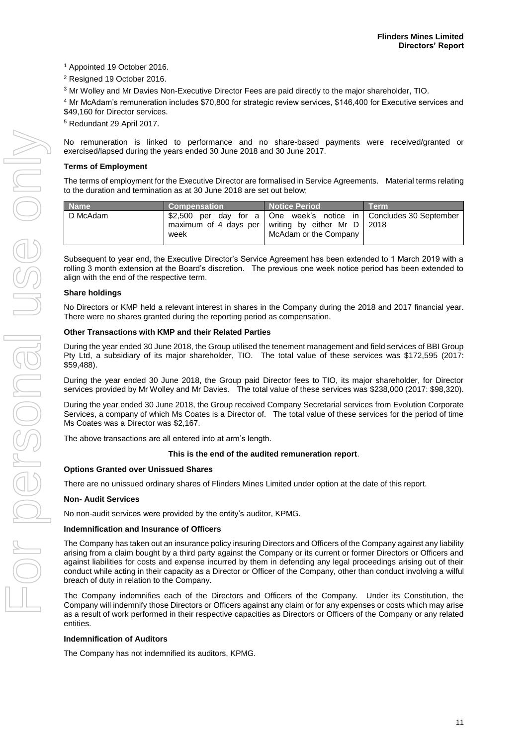[1] Appointed 19 October 2016.

[2] Resigned 19 October 2016.

[3] Mr Wolley and Mr Davies Non-Executive Director Fees are paid directly to the major shareholder, TIO.

[4] Mr McAdam's remuneration includes $70,800 for strategic review services, $146,400 for Executive services and $49,160 for Director services.

[5] Redundant 29 April 2017.

No remuneration is linked to performance and no share-based payments were received/granted or exercised/lapsed during the years ended 30 June 2018 and 30 June 2017.

**Terms of Employment**

The terms of employment for the Executive Director are formalised in Service Agreements. Material terms relating to the duration and termination as at 30 June 2018 are set out below;

| Name | Compensation | Notice Period | Term |
|---|---|---|---|
| D McAdam | $2,500 per day for a maximum of 4 days per week | One week's notice in writing by either Mr D McAdam or the Company | Concludes 30 September 2018 |

Subsequent to year end, the Executive Director's Service Agreement has been extended to 1 March 2019 with a rolling 3 month extension at the Board's discretion. The previous one week notice period has been extended to align with the end of the respective term.

**Share holdings**

No Directors or KMP held a relevant interest in shares in the Company during the 2018 and 2017 financial year. There were no shares granted during the reporting period as compensation.

**Other Transactions with KMP and their Related Parties**

During the year ended 30 June 2018, the Group utilised the tenement management and field services of BBI Group Pty Ltd, a subsidiary of its major shareholder, TIO. The total value of these services was $172,595 (2017: $59,488).

During the year ended 30 June 2018, the Group paid Director fees to TIO, its major shareholder, for Director services provided by Mr Wolley and Mr Davies. The total value of these services was $238,000 (2017: $98,320).

During the year ended 30 June 2018, the Group received Company Secretarial services from Evolution Corporate Services, a company of which Ms Coates is a Director of. The total value of these services for the period of time Ms Coates was a Director was $2,167.

The above transactions are all entered into at arm's length.

**This is the end of the audited remuneration report**.

**Options Granted over Unissued Shares**

There are no unissued ordinary shares of Flinders Mines Limited under option at the date of this report.

**Non- Audit Services**

No non-audit services were provided by the entity's auditor, KPMG.

**Indemnification and Insurance of Officers**

The Company has taken out an insurance policy insuring Directors and Officers of the Company against any liability arising from a claim bought by a third party against the Company or its current or former Directors or Officers and against liabilities for costs and expense incurred by them in defending any legal proceedings arising out of their conduct while acting in their capacity as a Director or Officer of the Company, other than conduct involving a wilful breach of duty in relation to the Company.

The Company indemnifies each of the Directors and Officers of the Company. Under its Constitution, the Company will indemnify those Directors or Officers against any claim or for any expenses or costs which may arise as a result of work performed in their respective capacities as Directors or Officers of the Company or any related entities.

**Indemnification of Auditors**

The Company has not indemnified its auditors, KPMG.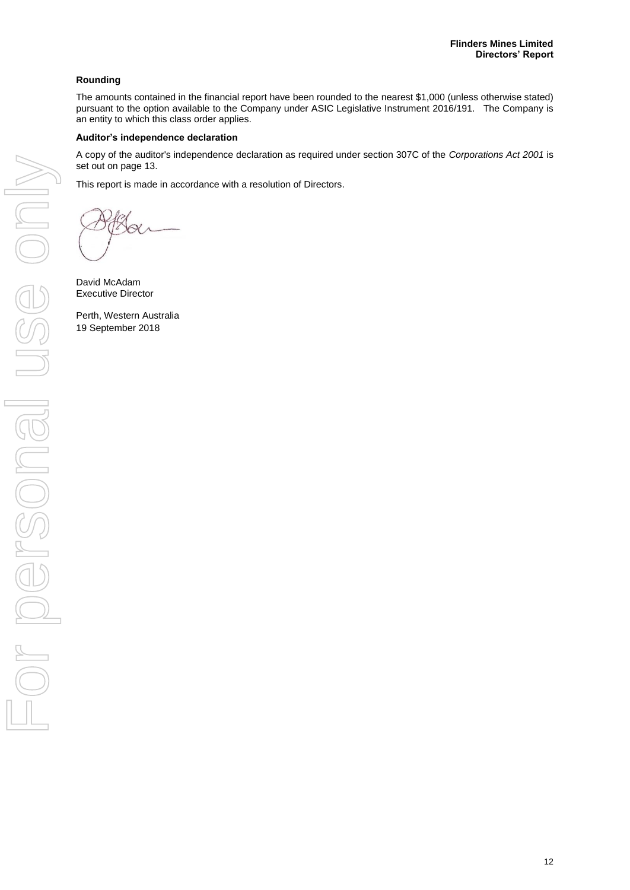**Rounding**

The amounts contained in the financial report have been rounded to the nearest $1,000 (unless otherwise stated) pursuant to the option available to the Company under ASIC Legislative Instrument 2016/191. The Company is an entity to which this class order applies.

**Auditor's independence declaration**

A copy of the auditor's independence declaration as required under section 307C of the *Corporations Act 2001* is set out on page 13.

This report is made in accordance with a resolution of Directors.

David McAdam
Executive Director

Perth, Western Australia
19 September 2018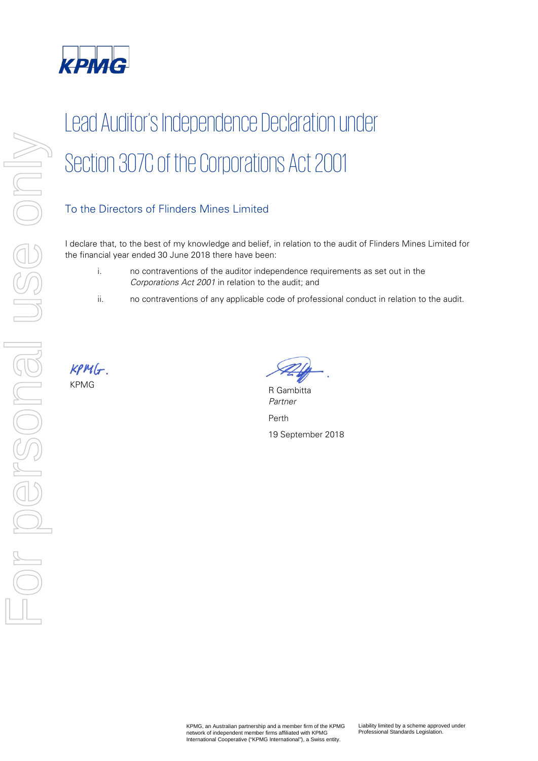# Lead Auditor's Independence Declaration under Section 307C of the Corporations Act 2001

## To the Directors of Flinders Mines Limited

I declare that, to the best of my knowledge and belief, in relation to the audit of Flinders Mines Limited for the financial year ended 30 June 2018 there have been:

i. no contraventions of the auditor independence requirements as set out in the *Corporations Act 2001* in relation to the audit; and

ii. no contraventions of any applicable code of professional conduct in relation to the audit.

KPMG

R Gambitta
*Partner*

Perth

19 September 2018

KPMG, an Australian partnership and a member firm of the KPMG network of independent member firms affiliated with KPMG International Cooperative ("KPMG International"), a Swiss entity.

Liability limited by a scheme approved under Professional Standards Legislation.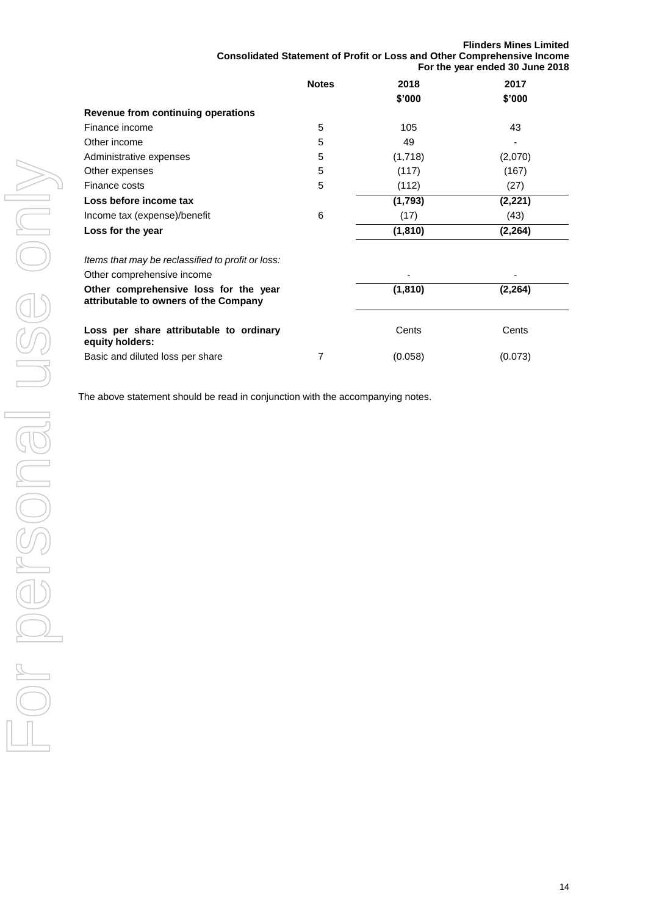**Flinders Mines Limited**
**Consolidated Statement of Profit or Loss and Other Comprehensive Income**
**For the year ended 30 June 2018**

| | Notes | 2018 | 2017 |
|---|---|---|---|
| | | $'000 | $'000 |
| **Revenue from continuing operations** | | | |
| Finance income | 5 | 105 | 43 |
| Other income | 5 | 49 | - |
| Administrative expenses | 5 | (1,718) | (2,070) |
| Other expenses | 5 | (117) | (167) |
| Finance costs | 5 | (112) | (27) |
| **Loss before income tax** | | **(1,793)** | **(2,221)** |
| Income tax (expense)/benefit | 6 | (17) | (43) |
| **Loss for the year** | | **(1,810)** | **(2,264)** |
| | | | |
| *Items that may be reclassified to profit or loss:* | | | |
| Other comprehensive income | | - | - |
| **Other comprehensive loss for the year attributable to owners of the Company** | | **(1,810)** | **(2,264)** |
| | | | |
| **Loss per share attributable to ordinary equity holders:** | | Cents | Cents |
| Basic and diluted loss per share | 7 | (0.058) | (0.073) |

The above statement should be read in conjunction with the accompanying notes.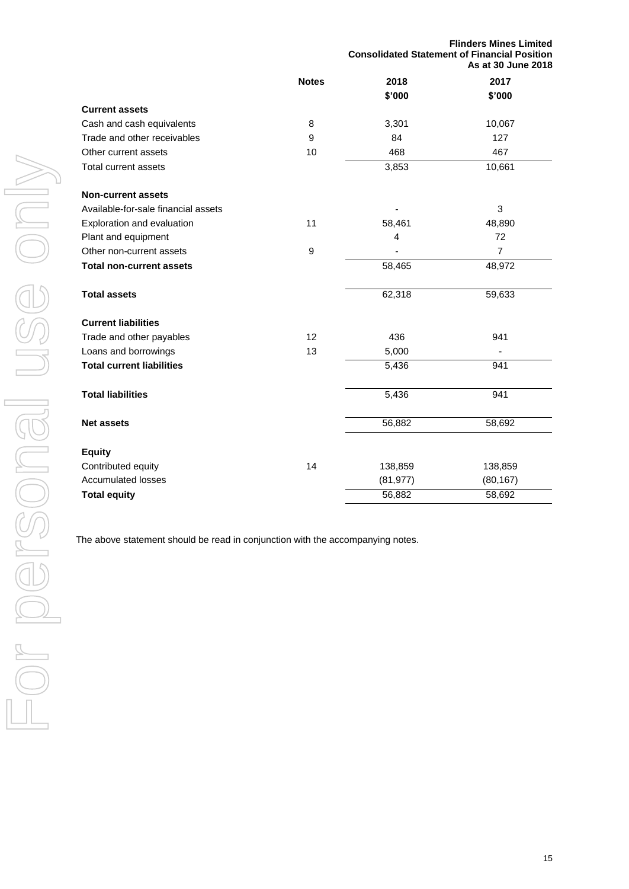**Flinders Mines Limited**
**Consolidated Statement of Financial Position**
**As at 30 June 2018**

| | Notes | 2018 | 2017 |
|---|---|---|---|
| | | $'000 | $'000 |
| **Current assets** | | | |
| Cash and cash equivalents | 8 | 3,301 | 10,067 |
| Trade and other receivables | 9 | 84 | 127 |
| Other current assets | 10 | 468 | 467 |
| Total current assets | | 3,853 | 10,661 |
| | | | |
| **Non-current assets** | | | |
| Available-for-sale financial assets | | - | 3 |
| Exploration and evaluation | 11 | 58,461 | 48,890 |
| Plant and equipment | | 4 | 72 |
| Other non-current assets | 9 | - | 7 |
| **Total non-current assets** | | 58,465 | 48,972 |
| | | | |
| **Total assets** | | 62,318 | 59,633 |
| | | | |
| **Current liabilities** | | | |
| Trade and other payables | 12 | 436 | 941 |
| Loans and borrowings | 13 | 5,000 | - |
| **Total current liabilities** | | 5,436 | 941 |
| | | | |
| **Total liabilities** | | 5,436 | 941 |
| | | | |
| **Net assets** | | 56,882 | 58,692 |
| | | | |
| **Equity** | | | |
| Contributed equity | 14 | 138,859 | 138,859 |
| Accumulated losses | | (81,977) | (80,167) |
| **Total equity** | | 56,882 | 58,692 |

The above statement should be read in conjunction with the accompanying notes.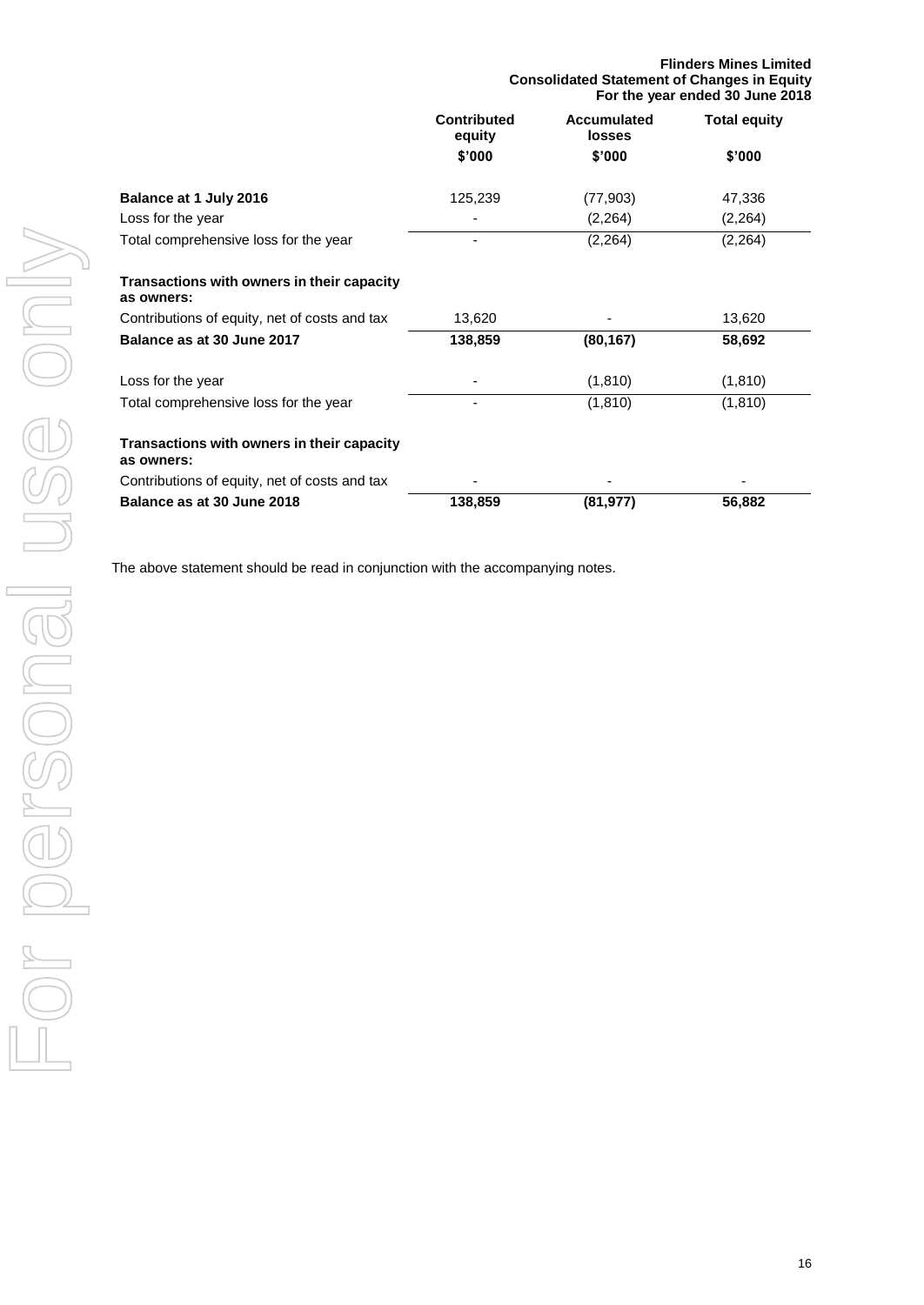**Flinders Mines Limited**
**Consolidated Statement of Changes in Equity**
**For the year ended 30 June 2018**

| | Contributed equity | Accumulated losses | Total equity |
|---|---|---|---|
| | $'000 | $'000 | $'000 |
| **Balance at 1 July 2016** | 125,239 | (77,903) | 47,336 |
| Loss for the year | - | (2,264) | (2,264) |
| Total comprehensive loss for the year | - | (2,264) | (2,264) |
| **Transactions with owners in their capacity as owners:** | | | |
| Contributions of equity, net of costs and tax | 13,620 | - | 13,620 |
| **Balance as at 30 June 2017** | **138,859** | **(80,167)** | **58,692** |
| Loss for the year | - | (1,810) | (1,810) |
| Total comprehensive loss for the year | - | (1,810) | (1,810) |
| **Transactions with owners in their capacity as owners:** | | | |
| Contributions of equity, net of costs and tax | - | - | - |
| **Balance as at 30 June 2018** | **138,859** | **(81,977)** | **56,882** |

The above statement should be read in conjunction with the accompanying notes.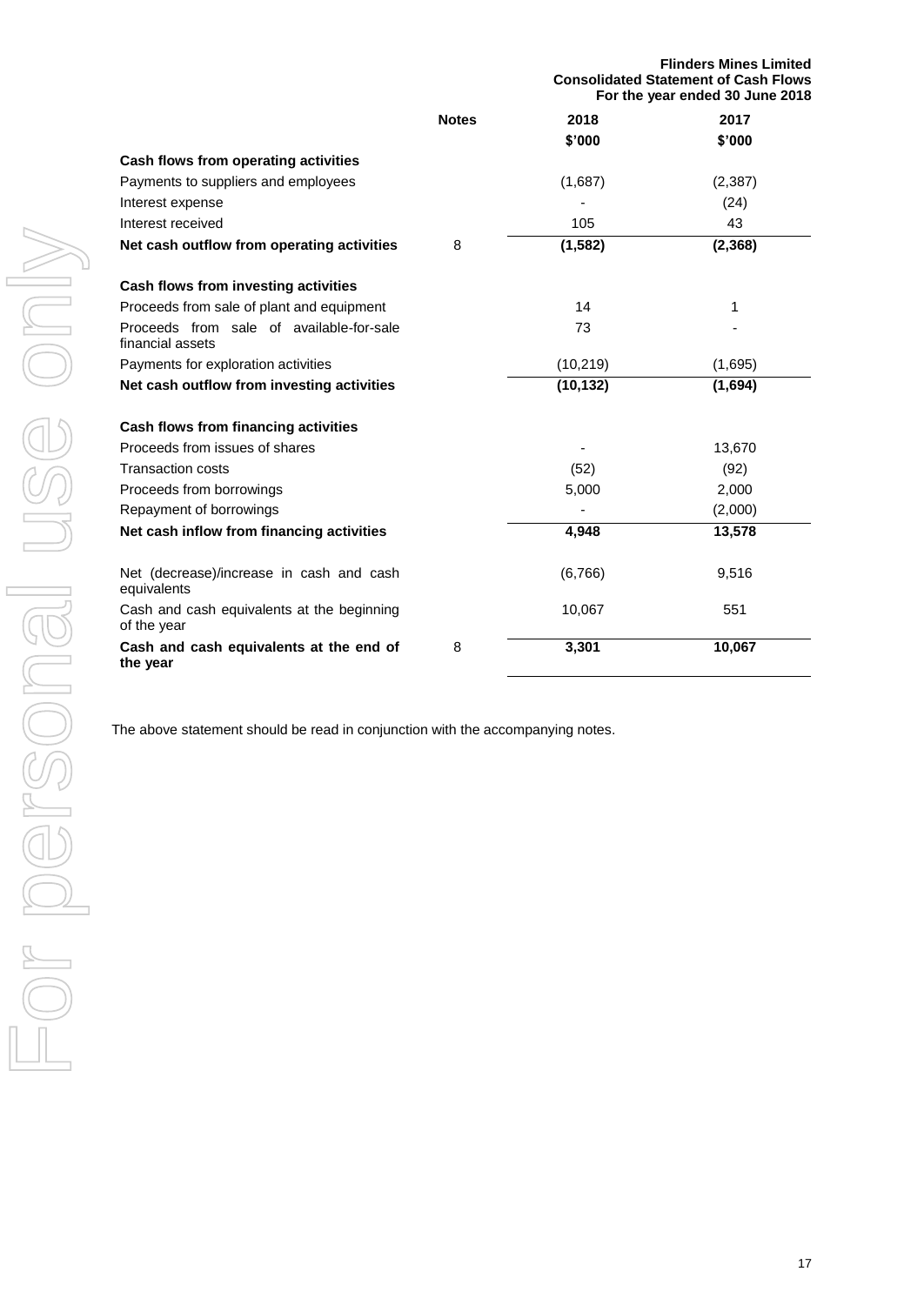**Flinders Mines Limited**
**Consolidated Statement of Cash Flows**
**For the year ended 30 June 2018**

| | Notes | 2018 | 2017 |
|---|---|---|---|
| | | $'000 | $'000 |
| **Cash flows from operating activities** | | | |
| Payments to suppliers and employees | | (1,687) | (2,387) |
| Interest expense | | - | (24) |
| Interest received | | 105 | 43 |
| **Net cash outflow from operating activities** | 8 | **(1,582)** | **(2,368)** |
| | | | |
| **Cash flows from investing activities** | | | |
| Proceeds from sale of plant and equipment | | 14 | 1 |
| Proceeds from sale of available-for-sale financial assets | | 73 | - |
| Payments for exploration activities | | (10,219) | (1,695) |
| **Net cash outflow from investing activities** | | **(10,132)** | **(1,694)** |
| | | | |
| **Cash flows from financing activities** | | | |
| Proceeds from issues of shares | | - | 13,670 |
| Transaction costs | | (52) | (92) |
| Proceeds from borrowings | | 5,000 | 2,000 |
| Repayment of borrowings | | - | (2,000) |
| **Net cash inflow from financing activities** | | **4,948** | **13,578** |
| | | | |
| Net (decrease)/increase in cash and cash equivalents | | (6,766) | 9,516 |
| Cash and cash equivalents at the beginning of the year | | 10,067 | 551 |
| **Cash and cash equivalents at the end of the year** | 8 | **3,301** | **10,067** |

The above statement should be read in conjunction with the accompanying notes.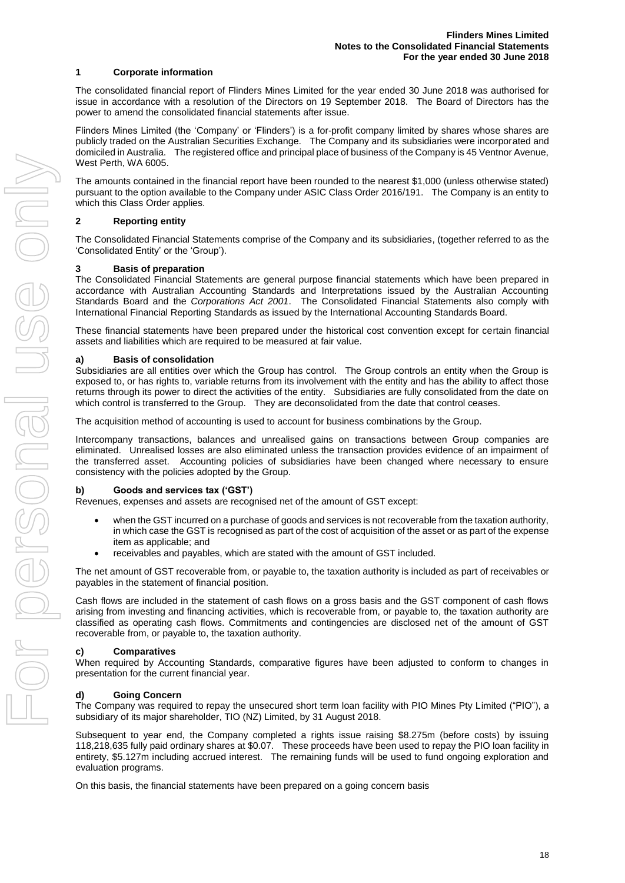## 1 Corporate information

The consolidated financial report of Flinders Mines Limited for the year ended 30 June 2018 was authorised for issue in accordance with a resolution of the Directors on 19 September 2018. The Board of Directors has the power to amend the consolidated financial statements after issue.

Flinders Mines Limited (the 'Company' or 'Flinders') is a for-profit company limited by shares whose shares are publicly traded on the Australian Securities Exchange. The Company and its subsidiaries were incorporated and domiciled in Australia. The registered office and principal place of business of the Company is 45 Ventnor Avenue, West Perth, WA 6005.

The amounts contained in the financial report have been rounded to the nearest $1,000 (unless otherwise stated) pursuant to the option available to the Company under ASIC Class Order 2016/191. The Company is an entity to which this Class Order applies.

## 2 Reporting entity

The Consolidated Financial Statements comprise of the Company and its subsidiaries, (together referred to as the 'Consolidated Entity' or the 'Group').

## 3 Basis of preparation

The Consolidated Financial Statements are general purpose financial statements which have been prepared in accordance with Australian Accounting Standards and Interpretations issued by the Australian Accounting Standards Board and the *Corporations Act 2001*. The Consolidated Financial Statements also comply with International Financial Reporting Standards as issued by the International Accounting Standards Board.

These financial statements have been prepared under the historical cost convention except for certain financial assets and liabilities which are required to be measured at fair value.

### a) Basis of consolidation

Subsidiaries are all entities over which the Group has control. The Group controls an entity when the Group is exposed to, or has rights to, variable returns from its involvement with the entity and has the ability to affect those returns through its power to direct the activities of the entity. Subsidiaries are fully consolidated from the date on which control is transferred to the Group. They are deconsolidated from the date that control ceases.

The acquisition method of accounting is used to account for business combinations by the Group.

Intercompany transactions, balances and unrealised gains on transactions between Group companies are eliminated. Unrealised losses are also eliminated unless the transaction provides evidence of an impairment of the transferred asset. Accounting policies of subsidiaries have been changed where necessary to ensure consistency with the policies adopted by the Group.

### b) Goods and services tax ('GST')

Revenues, expenses and assets are recognised net of the amount of GST except:

- when the GST incurred on a purchase of goods and services is not recoverable from the taxation authority, in which case the GST is recognised as part of the cost of acquisition of the asset or as part of the expense item as applicable; and
- receivables and payables, which are stated with the amount of GST included.

The net amount of GST recoverable from, or payable to, the taxation authority is included as part of receivables or payables in the statement of financial position.

Cash flows are included in the statement of cash flows on a gross basis and the GST component of cash flows arising from investing and financing activities, which is recoverable from, or payable to, the taxation authority are classified as operating cash flows. Commitments and contingencies are disclosed net of the amount of GST recoverable from, or payable to, the taxation authority.

### c) Comparatives

When required by Accounting Standards, comparative figures have been adjusted to conform to changes in presentation for the current financial year.

### d) Going Concern

The Company was required to repay the unsecured short term loan facility with PIO Mines Pty Limited ("PIO"), a subsidiary of its major shareholder, TIO (NZ) Limited, by 31 August 2018.

Subsequent to year end, the Company completed a rights issue raising $8.275m (before costs) by issuing 118,218,635 fully paid ordinary shares at $0.07. These proceeds have been used to repay the PIO loan facility in entirety, $5.127m including accrued interest. The remaining funds will be used to fund ongoing exploration and evaluation programs.

On this basis, the financial statements have been prepared on a going concern basis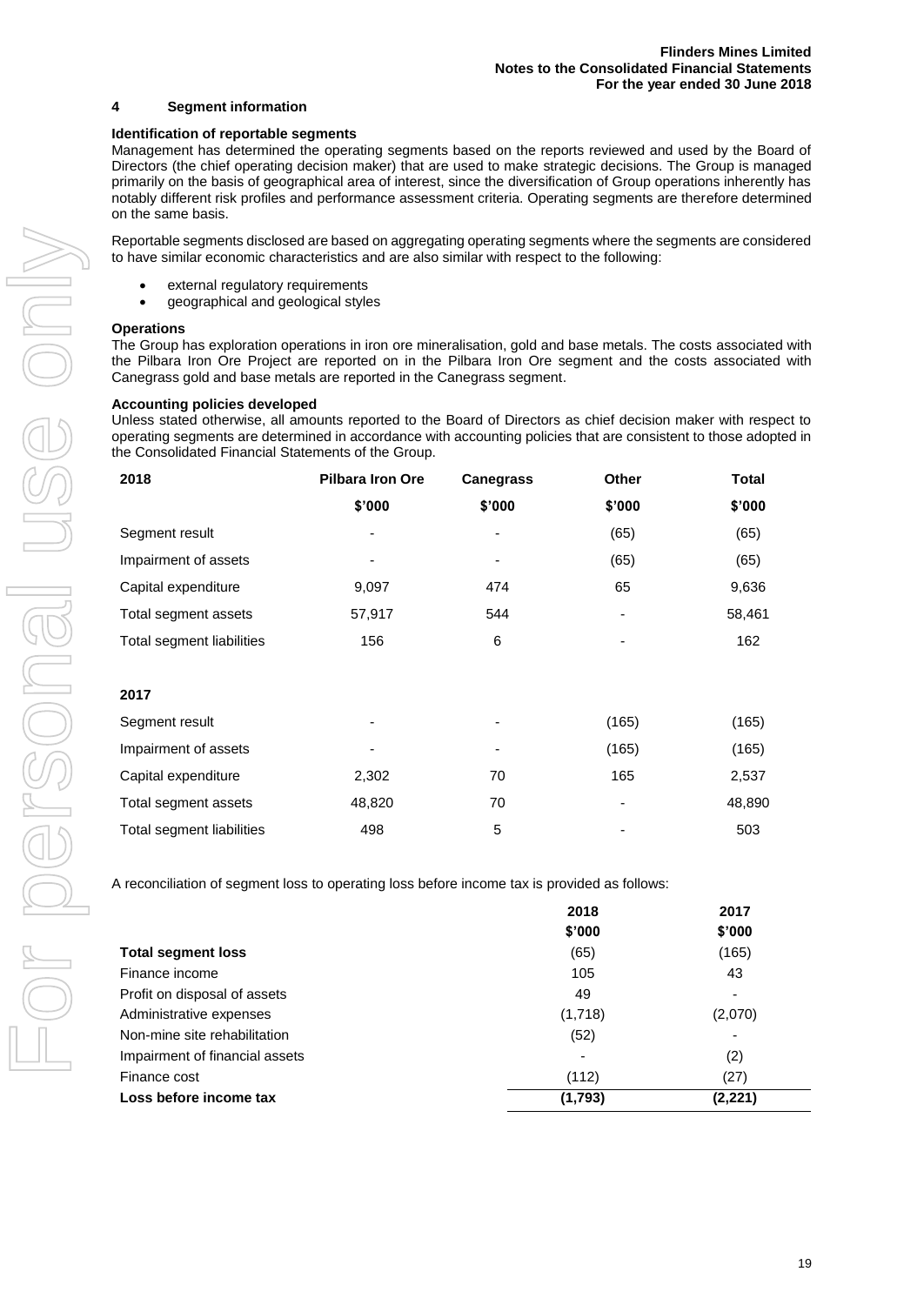## 4 Segment information

### Identification of reportable segments

Management has determined the operating segments based on the reports reviewed and used by the Board of Directors (the chief operating decision maker) that are used to make strategic decisions. The Group is managed primarily on the basis of geographical area of interest, since the diversification of Group operations inherently has notably different risk profiles and performance assessment criteria. Operating segments are therefore determined on the same basis.

Reportable segments disclosed are based on aggregating operating segments where the segments are considered to have similar economic characteristics and are also similar with respect to the following:

- external regulatory requirements
- geographical and geological styles

### Operations

The Group has exploration operations in iron ore mineralisation, gold and base metals. The costs associated with the Pilbara Iron Ore Project are reported on in the Pilbara Iron Ore segment and the costs associated with Canegrass gold and base metals are reported in the Canegrass segment.

### Accounting policies developed

Unless stated otherwise, all amounts reported to the Board of Directors as chief decision maker with respect to operating segments are determined in accordance with accounting policies that are consistent to those adopted in the Consolidated Financial Statements of the Group.

| 2018 | Pilbara Iron Ore | Canegrass | Other | Total |
|---|---|---|---|---|
| | $'000 | $'000 | $'000 | $'000 |
| Segment result | - | - | (65) | (65) |
| Impairment of assets | - | - | (65) | (65) |
| Capital expenditure | 9,097 | 474 | 65 | 9,636 |
| Total segment assets | 57,917 | 544 | - | 58,461 |
| Total segment liabilities | 156 | 6 | - | 162 |
| | | | | |
| **2017** | | | | |
| Segment result | - | - | (165) | (165) |
| Impairment of assets | - | - | (165) | (165) |
| Capital expenditure | 2,302 | 70 | 165 | 2,537 |
| Total segment assets | 48,820 | 70 | - | 48,890 |
| Total segment liabilities | 498 | 5 | - | 503 |

A reconciliation of segment loss to operating loss before income tax is provided as follows:

| | 2018 | 2017 |
|---|---|---|
| | $'000 | $'000 |
| **Total segment loss** | (65) | (165) |
| Finance income | 105 | 43 |
| Profit on disposal of assets | 49 | - |
| Administrative expenses | (1,718) | (2,070) |
| Non-mine site rehabilitation | (52) | - |
| Impairment of financial assets | - | (2) |
| Finance cost | (112) | (27) |
| **Loss before income tax** | **(1,793)** | **(2,221)** |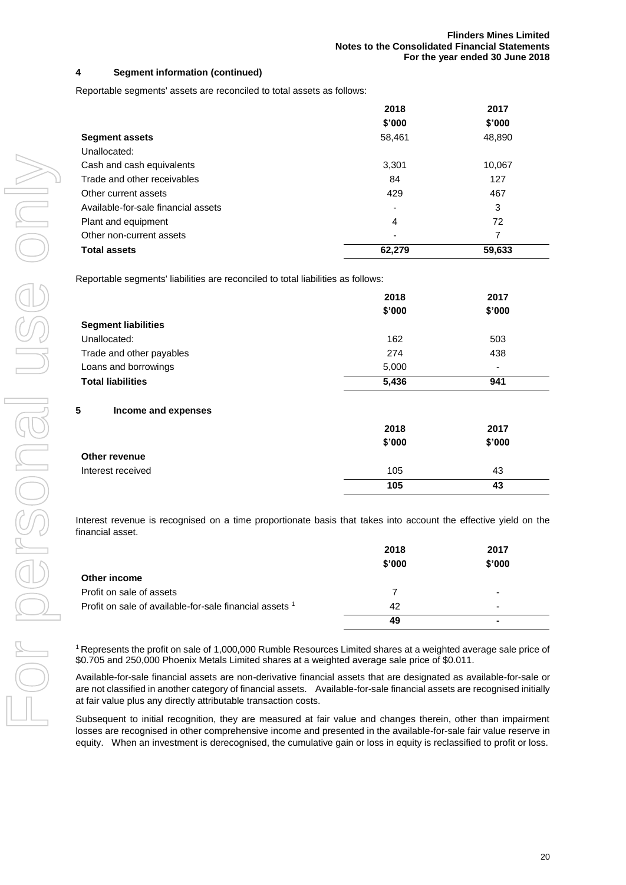## 4 Segment information (continued)

Reportable segments' assets are reconciled to total assets as follows:

| | 2018 | 2017 |
|---|---|---|
| | $'000 | $'000 |
| **Segment assets** | 58,461 | 48,890 |
| Unallocated: | | |
| Cash and cash equivalents | 3,301 | 10,067 |
| Trade and other receivables | 84 | 127 |
| Other current assets | 429 | 467 |
| Available-for-sale financial assets | - | 3 |
| Plant and equipment | 4 | 72 |
| Other non-current assets | - | 7 |
| **Total assets** | **62,279** | **59,633** |

Reportable segments' liabilities are reconciled to total liabilities as follows:

| | 2018 | 2017 |
|---|---|---|
| | $'000 | $'000 |
| **Segment liabilities** | | |
| Unallocated: | 162 | 503 |
| Trade and other payables | 274 | 438 |
| Loans and borrowings | 5,000 | - |
| **Total liabilities** | **5,436** | **941** |

## 5 Income and expenses

| | 2018 | 2017 |
|---|---|---|
| | $'000 | $'000 |
| **Other revenue** | | |
| Interest received | 105 | 43 |
| | 105 | 43 |

Interest revenue is recognised on a time proportionate basis that takes into account the effective yield on the financial asset.

| | 2018 | 2017 |
|---|---|---|
| | $'000 | $'000 |
| **Other income** | | |
| Profit on sale of assets | 7 | - |
| Profit on sale of available-for-sale financial assets [1] | 42 | - |
| | 49 | - |

[1] Represents the profit on sale of 1,000,000 Rumble Resources Limited shares at a weighted average sale price of $0.705 and 250,000 Phoenix Metals Limited shares at a weighted average sale price of $0.011.

Available-for-sale financial assets are non-derivative financial assets that are designated as available-for-sale or are not classified in another category of financial assets. Available-for-sale financial assets are recognised initially at fair value plus any directly attributable transaction costs.

Subsequent to initial recognition, they are measured at fair value and changes therein, other than impairment losses are recognised in other comprehensive income and presented in the available-for-sale fair value reserve in equity. When an investment is derecognised, the cumulative gain or loss in equity is reclassified to profit or loss.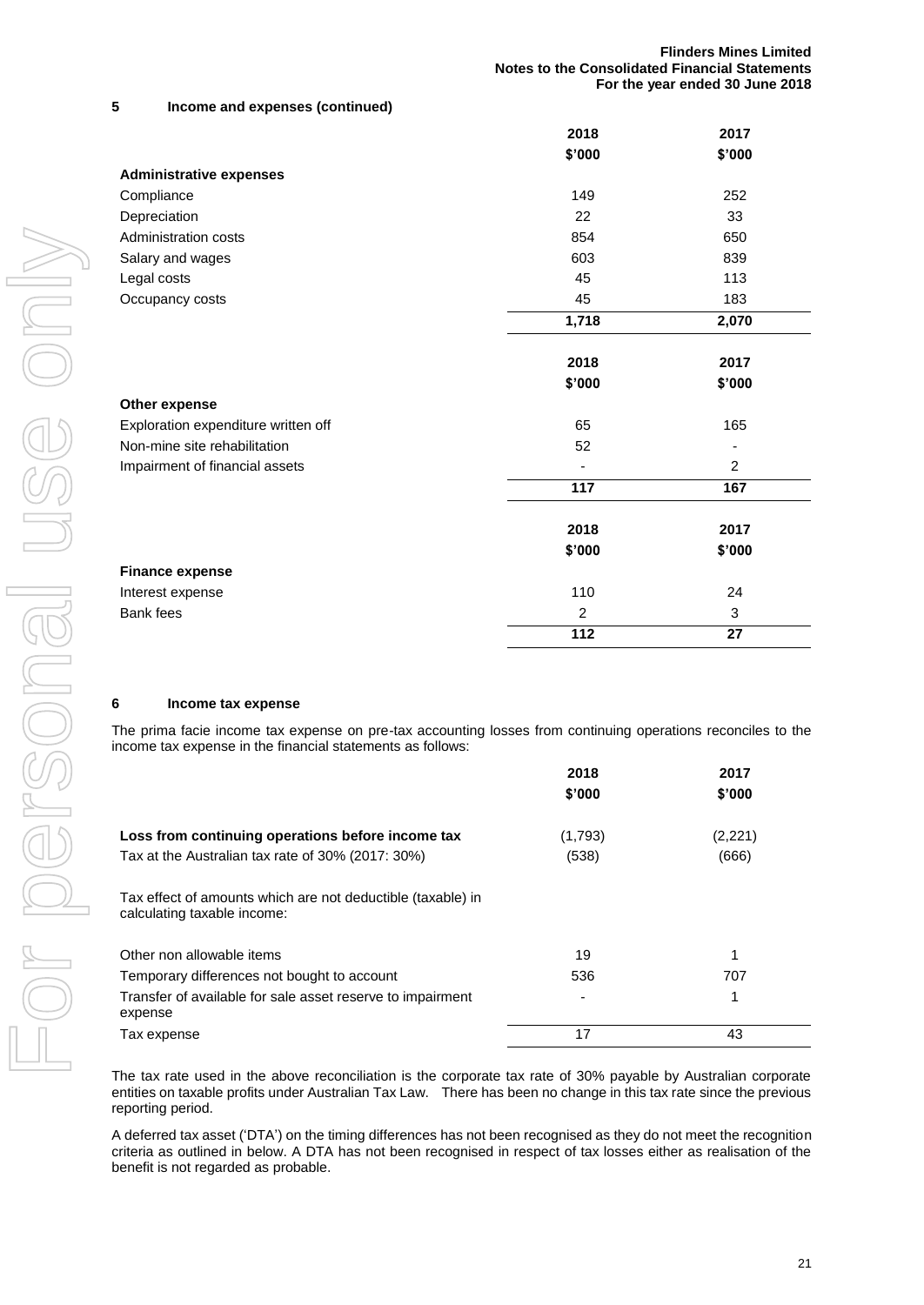## 5 Income and expenses (continued)

| | 2018 | 2017 |
|---|---|---|
| | $'000 | $'000 |
| **Administrative expenses** | | |
| Compliance | 149 | 252 |
| Depreciation | 22 | 33 |
| Administration costs | 854 | 650 |
| Salary and wages | 603 | 839 |
| Legal costs | 45 | 113 |
| Occupancy costs | 45 | 183 |
| | **1,718** | **2,070** |

| | 2018 | 2017 |
|---|---|---|
| | $'000 | $'000 |
| **Other expense** | | |
| Exploration expenditure written off | 65 | 165 |
| Non-mine site rehabilitation | 52 | - |
| Impairment of financial assets | - | 2 |
| | **117** | **167** |

| | 2018 | 2017 |
|---|---|---|
| | $'000 | $'000 |
| **Finance expense** | | |
| Interest expense | 110 | 24 |
| Bank fees | 2 | 3 |
| | **112** | **27** |

## 6 Income tax expense

The prima facie income tax expense on pre-tax accounting losses from continuing operations reconciles to the income tax expense in the financial statements as follows:

| | 2018 | 2017 |
|---|---|---|
| | $'000 | $'000 |
| **Loss from continuing operations before income tax** | (1,793) | (2,221) |
| Tax at the Australian tax rate of 30% (2017: 30%) | (538) | (666) |
| Tax effect of amounts which are not deductible (taxable) in calculating taxable income: | | |
| Other non allowable items | 19 | 1 |
| Temporary differences not bought to account | 536 | 707 |
| Transfer of available for sale asset reserve to impairment expense | - | 1 |
| Tax expense | 17 | 43 |

The tax rate used in the above reconciliation is the corporate tax rate of 30% payable by Australian corporate entities on taxable profits under Australian Tax Law. There has been no change in this tax rate since the previous reporting period.

A deferred tax asset ('DTA') on the timing differences has not been recognised as they do not meet the recognition criteria as outlined in below. A DTA has not been recognised in respect of tax losses either as realisation of the benefit is not regarded as probable.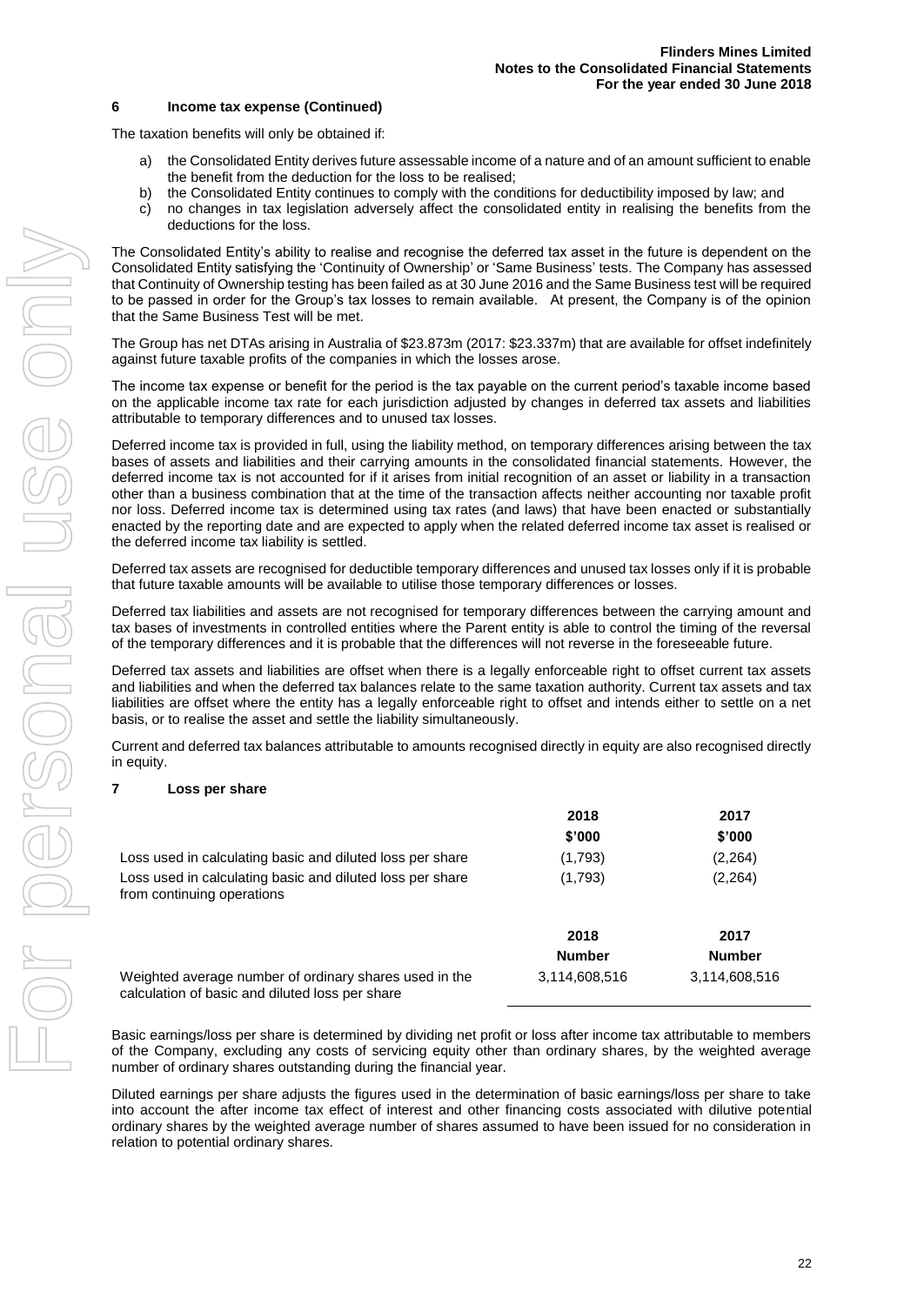## 6 Income tax expense (Continued)

The taxation benefits will only be obtained if:

a) the Consolidated Entity derives future assessable income of a nature and of an amount sufficient to enable the benefit from the deduction for the loss to be realised;
b) the Consolidated Entity continues to comply with the conditions for deductibility imposed by law; and
c) no changes in tax legislation adversely affect the consolidated entity in realising the benefits from the deductions for the loss.

The Consolidated Entity's ability to realise and recognise the deferred tax asset in the future is dependent on the Consolidated Entity satisfying the 'Continuity of Ownership' or 'Same Business' tests. The Company has assessed that Continuity of Ownership testing has been failed as at 30 June 2016 and the Same Business test will be required to be passed in order for the Group's tax losses to remain available. At present, the Company is of the opinion that the Same Business Test will be met.

The Group has net DTAs arising in Australia of $23.873m (2017: $23.337m) that are available for offset indefinitely against future taxable profits of the companies in which the losses arose.

The income tax expense or benefit for the period is the tax payable on the current period's taxable income based on the applicable income tax rate for each jurisdiction adjusted by changes in deferred tax assets and liabilities attributable to temporary differences and to unused tax losses.

Deferred income tax is provided in full, using the liability method, on temporary differences arising between the tax bases of assets and liabilities and their carrying amounts in the consolidated financial statements. However, the deferred income tax is not accounted for if it arises from initial recognition of an asset or liability in a transaction other than a business combination that at the time of the transaction affects neither accounting nor taxable profit nor loss. Deferred income tax is determined using tax rates (and laws) that have been enacted or substantially enacted by the reporting date and are expected to apply when the related deferred income tax asset is realised or the deferred income tax liability is settled.

Deferred tax assets are recognised for deductible temporary differences and unused tax losses only if it is probable that future taxable amounts will be available to utilise those temporary differences or losses.

Deferred tax liabilities and assets are not recognised for temporary differences between the carrying amount and tax bases of investments in controlled entities where the Parent entity is able to control the timing of the reversal of the temporary differences and it is probable that the differences will not reverse in the foreseeable future.

Deferred tax assets and liabilities are offset when there is a legally enforceable right to offset current tax assets and liabilities and when the deferred tax balances relate to the same taxation authority. Current tax assets and tax liabilities are offset where the entity has a legally enforceable right to offset and intends either to settle on a net basis, or to realise the asset and settle the liability simultaneously.

Current and deferred tax balances attributable to amounts recognised directly in equity are also recognised directly in equity.

## 7 Loss per share

| | 2018 | 2017 |
|---|---|---|
| | $'000 | $'000 |
| Loss used in calculating basic and diluted loss per share | (1,793) | (2,264) |
| Loss used in calculating basic and diluted loss per share from continuing operations | (1,793) | (2,264) |

| | 2018 | 2017 |
|---|---|---|
| | Number | Number |
| Weighted average number of ordinary shares used in the calculation of basic and diluted loss per share | 3,114,608,516 | 3,114,608,516 |

Basic earnings/loss per share is determined by dividing net profit or loss after income tax attributable to members of the Company, excluding any costs of servicing equity other than ordinary shares, by the weighted average number of ordinary shares outstanding during the financial year.

Diluted earnings per share adjusts the figures used in the determination of basic earnings/loss per share to take into account the after income tax effect of interest and other financing costs associated with dilutive potential ordinary shares by the weighted average number of shares assumed to have been issued for no consideration in relation to potential ordinary shares.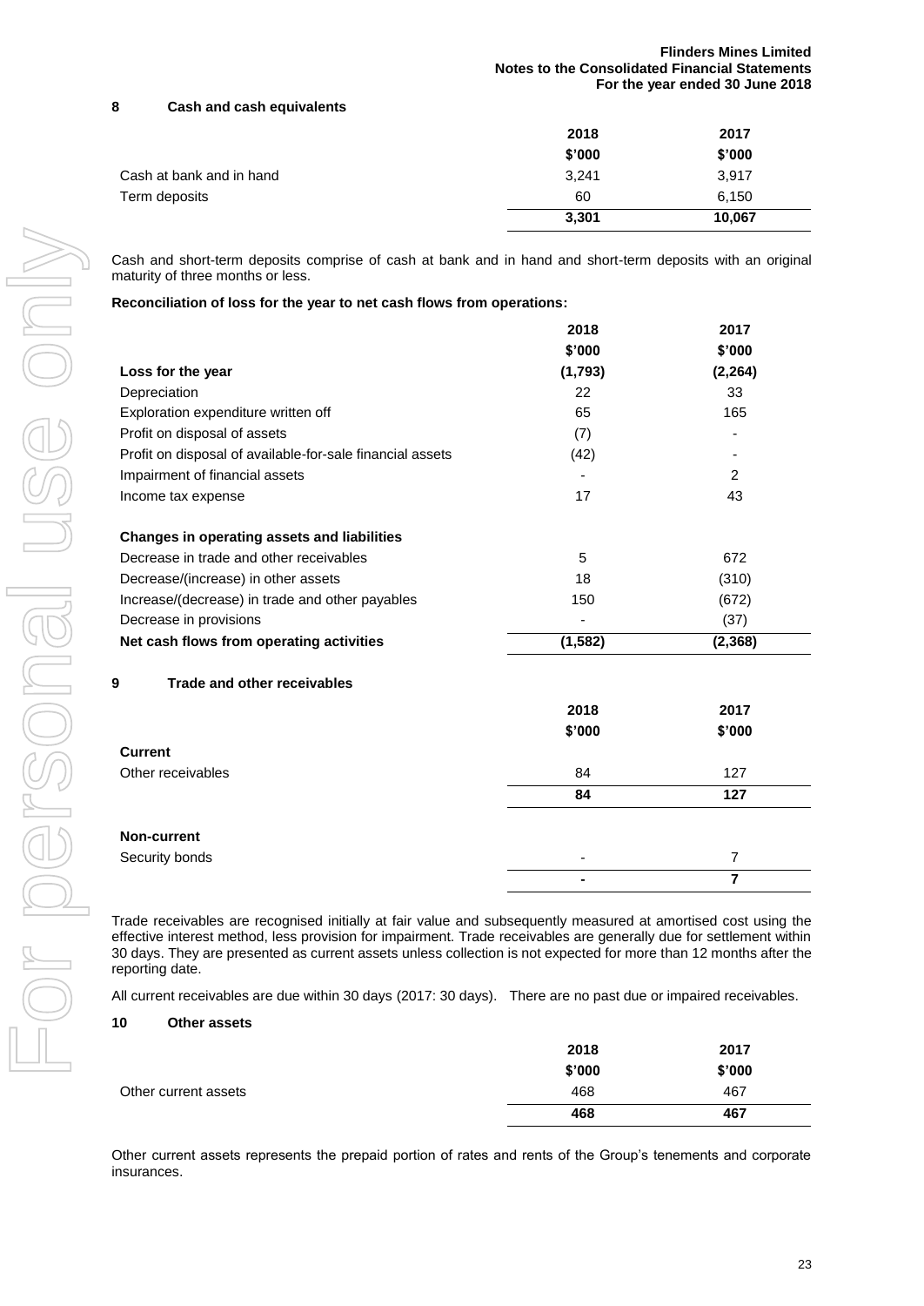## 8 Cash and cash equivalents

| | 2018 | 2017 |
|---|---|---|
| | $'000 | $'000 |
| Cash at bank and in hand | 3,241 | 3,917 |
| Term deposits | 60 | 6,150 |
| | **3,301** | **10,067** |

Cash and short-term deposits comprise of cash at bank and in hand and short-term deposits with an original maturity of three months or less.

**Reconciliation of loss for the year to net cash flows from operations:**

| | 2018 | 2017 |
|---|---|---|
| | $'000 | $'000 |
| **Loss for the year** | **(1,793)** | **(2,264)** |
| Depreciation | 22 | 33 |
| Exploration expenditure written off | 65 | 165 |
| Profit on disposal of assets | (7) | - |
| Profit on disposal of available-for-sale financial assets | (42) | - |
| Impairment of financial assets | - | 2 |
| Income tax expense | 17 | 43 |
| | | |
| **Changes in operating assets and liabilities** | | |
| Decrease in trade and other receivables | 5 | 672 |
| Decrease/(increase) in other assets | 18 | (310) |
| Increase/(decrease) in trade and other payables | 150 | (672) |
| Decrease in provisions | - | (37) |
| **Net cash flows from operating activities** | **(1,582)** | **(2,368)** |

## 9 Trade and other receivables

| | 2018 | 2017 |
|---|---|---|
| | $'000 | $'000 |
| **Current** | | |
| Other receivables | 84 | 127 |
| | **84** | **127** |
| | | |
| **Non-current** | | |
| Security bonds | - | 7 |
| | **-** | **7** |

Trade receivables are recognised initially at fair value and subsequently measured at amortised cost using the effective interest method, less provision for impairment. Trade receivables are generally due for settlement within 30 days. They are presented as current assets unless collection is not expected for more than 12 months after the reporting date.

All current receivables are due within 30 days (2017: 30 days). There are no past due or impaired receivables.

## 10 Other assets

| | 2018 | 2017 |
|---|---|---|
| | $'000 | $'000 |
| Other current assets | 468 | 467 |
| | **468** | **467** |

Other current assets represents the prepaid portion of rates and rents of the Group's tenements and corporate insurances.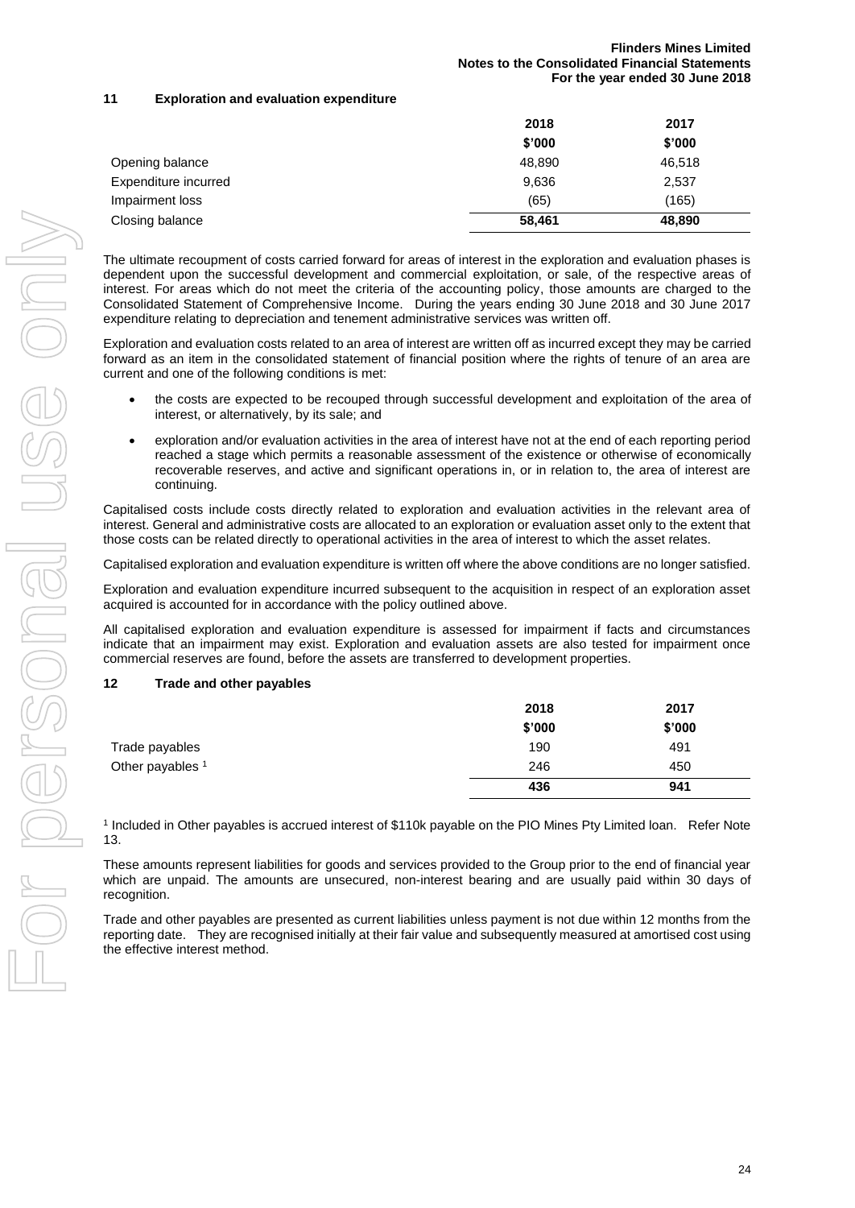## 11 Exploration and evaluation expenditure

| | 2018 | 2017 |
|---|---|---|
| | $'000 | $'000 |
| Opening balance | 48,890 | 46,518 |
| Expenditure incurred | 9,636 | 2,537 |
| Impairment loss | (65) | (165) |
| Closing balance | **58,461** | **48,890** |

The ultimate recoupment of costs carried forward for areas of interest in the exploration and evaluation phases is dependent upon the successful development and commercial exploitation, or sale, of the respective areas of interest. For areas which do not meet the criteria of the accounting policy, those amounts are charged to the Consolidated Statement of Comprehensive Income. During the years ending 30 June 2018 and 30 June 2017 expenditure relating to depreciation and tenement administrative services was written off.

Exploration and evaluation costs related to an area of interest are written off as incurred except they may be carried forward as an item in the consolidated statement of financial position where the rights of tenure of an area are current and one of the following conditions is met:

- the costs are expected to be recouped through successful development and exploitation of the area of interest, or alternatively, by its sale; and
- exploration and/or evaluation activities in the area of interest have not at the end of each reporting period reached a stage which permits a reasonable assessment of the existence or otherwise of economically recoverable reserves, and active and significant operations in, or in relation to, the area of interest are continuing.

Capitalised costs include costs directly related to exploration and evaluation activities in the relevant area of interest. General and administrative costs are allocated to an exploration or evaluation asset only to the extent that those costs can be related directly to operational activities in the area of interest to which the asset relates.

Capitalised exploration and evaluation expenditure is written off where the above conditions are no longer satisfied.

Exploration and evaluation expenditure incurred subsequent to the acquisition in respect of an exploration asset acquired is accounted for in accordance with the policy outlined above.

All capitalised exploration and evaluation expenditure is assessed for impairment if facts and circumstances indicate that an impairment may exist. Exploration and evaluation assets are also tested for impairment once commercial reserves are found, before the assets are transferred to development properties.

## 12 Trade and other payables

| | 2018 | 2017 |
|---|---|---|
| | $'000 | $'000 |
| Trade payables | 190 | 491 |
| Other payables [1] | 246 | 450 |
| | **436** | **941** |

[1] Included in Other payables is accrued interest of $110k payable on the PIO Mines Pty Limited loan. Refer Note 13.

These amounts represent liabilities for goods and services provided to the Group prior to the end of financial year which are unpaid. The amounts are unsecured, non-interest bearing and are usually paid within 30 days of recognition.

Trade and other payables are presented as current liabilities unless payment is not due within 12 months from the reporting date. They are recognised initially at their fair value and subsequently measured at amortised cost using the effective interest method.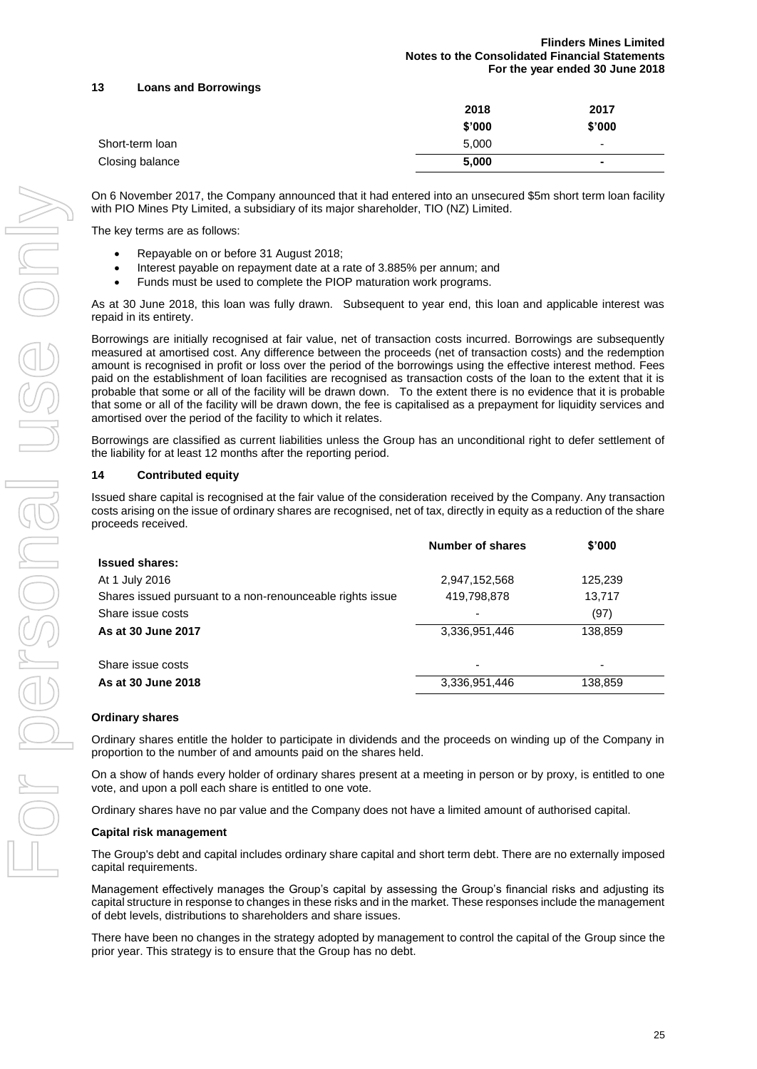## 13 Loans and Borrowings

| | 2018 | 2017 |
|---|---|---|
| | $'000 | $'000 |
| Short-term loan | 5,000 | - |
| Closing balance | **5,000** | **-** |

On 6 November 2017, the Company announced that it had entered into an unsecured $5m short term loan facility with PIO Mines Pty Limited, a subsidiary of its major shareholder, TIO (NZ) Limited.

The key terms are as follows:

- Repayable on or before 31 August 2018;
- Interest payable on repayment date at a rate of 3.885% per annum; and
- Funds must be used to complete the PIOP maturation work programs.

As at 30 June 2018, this loan was fully drawn. Subsequent to year end, this loan and applicable interest was repaid in its entirety.

Borrowings are initially recognised at fair value, net of transaction costs incurred. Borrowings are subsequently measured at amortised cost. Any difference between the proceeds (net of transaction costs) and the redemption amount is recognised in profit or loss over the period of the borrowings using the effective interest method. Fees paid on the establishment of loan facilities are recognised as transaction costs of the loan to the extent that it is probable that some or all of the facility will be drawn down. To the extent there is no evidence that it is probable that some or all of the facility will be drawn down, the fee is capitalised as a prepayment for liquidity services and amortised over the period of the facility to which it relates.

Borrowings are classified as current liabilities unless the Group has an unconditional right to defer settlement of the liability for at least 12 months after the reporting period.

## 14 Contributed equity

Issued share capital is recognised at the fair value of the consideration received by the Company. Any transaction costs arising on the issue of ordinary shares are recognised, net of tax, directly in equity as a reduction of the share proceeds received.

| | Number of shares | $'000 |
|---|---|---|
| **Issued shares:** | | |
| At 1 July 2016 | 2,947,152,568 | 125,239 |
| Shares issued pursuant to a non-renounceable rights issue | 419,798,878 | 13,717 |
| Share issue costs | - | (97) |
| **As at 30 June 2017** | 3,336,951,446 | 138,859 |
| Share issue costs | - | - |
| **As at 30 June 2018** | 3,336,951,446 | 138,859 |

### Ordinary shares

Ordinary shares entitle the holder to participate in dividends and the proceeds on winding up of the Company in proportion to the number of and amounts paid on the shares held.

On a show of hands every holder of ordinary shares present at a meeting in person or by proxy, is entitled to one vote, and upon a poll each share is entitled to one vote.

Ordinary shares have no par value and the Company does not have a limited amount of authorised capital.

### Capital risk management

The Group's debt and capital includes ordinary share capital and short term debt. There are no externally imposed capital requirements.

Management effectively manages the Group's capital by assessing the Group's financial risks and adjusting its capital structure in response to changes in these risks and in the market. These responses include the management of debt levels, distributions to shareholders and share issues.

There have been no changes in the strategy adopted by management to control the capital of the Group since the prior year. This strategy is to ensure that the Group has no debt.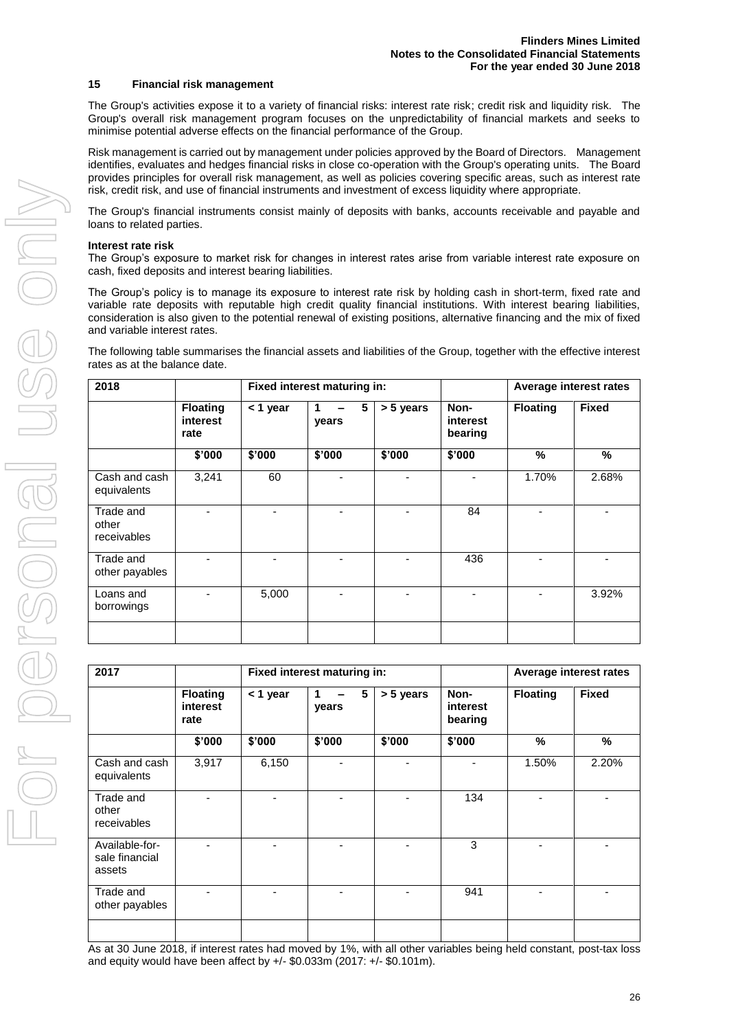## 15 Financial risk management

The Group's activities expose it to a variety of financial risks: interest rate risk; credit risk and liquidity risk. The Group's overall risk management program focuses on the unpredictability of financial markets and seeks to minimise potential adverse effects on the financial performance of the Group.

Risk management is carried out by management under policies approved by the Board of Directors. Management identifies, evaluates and hedges financial risks in close co-operation with the Group's operating units. The Board provides principles for overall risk management, as well as policies covering specific areas, such as interest rate risk, credit risk, and use of financial instruments and investment of excess liquidity where appropriate.

The Group's financial instruments consist mainly of deposits with banks, accounts receivable and payable and loans to related parties.

**Interest rate risk**

The Group's exposure to market risk for changes in interest rates arise from variable interest rate exposure on cash, fixed deposits and interest bearing liabilities.

The Group's policy is to manage its exposure to interest rate risk by holding cash in short-term, fixed rate and variable rate deposits with reputable high credit quality financial institutions. With interest bearing liabilities, consideration is also given to the potential renewal of existing positions, alternative financing and the mix of fixed and variable interest rates.

The following table summarises the financial assets and liabilities of the Group, together with the effective interest rates as at the balance date.

| 2018 | | Fixed interest maturing in: | | | | Average interest rates | |
|---|---|---|---|---|---|---|---|
| | **Floating interest rate** | **< 1 year** | **1 – 5 years** | **> 5 years** | **Non-interest bearing** | **Floating** | **Fixed** |
| | **$'000** | **$'000** | **$'000** | **$'000** | **$'000** | **%** | **%** |
| Cash and cash equivalents | 3,241 | 60 | - | - | - | 1.70% | 2.68% |
| Trade and other receivables | - | - | - | - | 84 | - | - |
| Trade and other payables | - | - | - | - | 436 | - | - |
| Loans and borrowings | - | 5,000 | - | - | - | - | 3.92% |
| | | | | | | | |

| 2017 | | Fixed interest maturing in: | | | | Average interest rates | |
|---|---|---|---|---|---|---|---|
| | **Floating interest rate** | **< 1 year** | **1 – 5 years** | **> 5 years** | **Non-interest bearing** | **Floating** | **Fixed** |
| | **$'000** | **$'000** | **$'000** | **$'000** | **$'000** | **%** | **%** |
| Cash and cash equivalents | 3,917 | 6,150 | - | - | - | 1.50% | 2.20% |
| Trade and other receivables | - | - | - | - | 134 | - | - |
| Available-for-sale financial assets | - | - | - | - | 3 | - | - |
| Trade and other payables | - | - | - | - | 941 | - | - |
| | | | | | | | |

As at 30 June 2018, if interest rates had moved by 1%, with all other variables being held constant, post-tax loss and equity would have been affect by +/- $0.033m (2017: +/- $0.101m).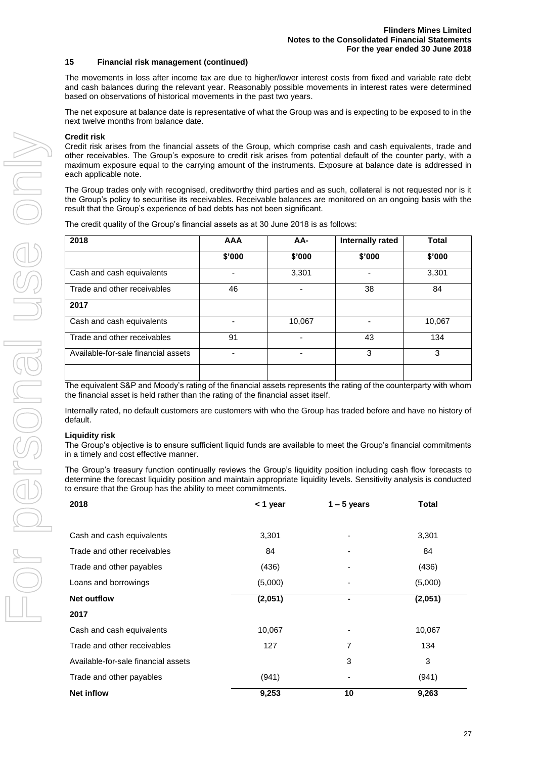## 15 Financial risk management (continued)

The movements in loss after income tax are due to higher/lower interest costs from fixed and variable rate debt and cash balances during the relevant year. Reasonably possible movements in interest rates were determined based on observations of historical movements in the past two years.

The net exposure at balance date is representative of what the Group was and is expecting to be exposed to in the next twelve months from balance date.

### Credit risk

Credit risk arises from the financial assets of the Group, which comprise cash and cash equivalents, trade and other receivables. The Group's exposure to credit risk arises from potential default of the counter party, with a maximum exposure equal to the carrying amount of the instruments. Exposure at balance date is addressed in each applicable note.

The Group trades only with recognised, creditworthy third parties and as such, collateral is not requested nor is it the Group's policy to securitise its receivables. Receivable balances are monitored on an ongoing basis with the result that the Group's experience of bad debts has not been significant.

The credit quality of the Group's financial assets as at 30 June 2018 is as follows:

| 2018 | AAA | AA- | Internally rated | Total |
|---|---|---|---|---|
| | $'000 | $'000 | $'000 | $'000 |
| Cash and cash equivalents | - | 3,301 | - | 3,301 |
| Trade and other receivables | 46 | - | 38 | 84 |
| **2017** | | | | |
| Cash and cash equivalents | - | 10,067 | - | 10,067 |
| Trade and other receivables | 91 | - | 43 | 134 |
| Available-for-sale financial assets | - | - | 3 | 3 |
| | | | | |

The equivalent S&P and Moody's rating of the financial assets represents the rating of the counterparty with whom the financial asset is held rather than the rating of the financial asset itself.

Internally rated, no default customers are customers with who the Group has traded before and have no history of default.

### Liquidity risk

The Group's objective is to ensure sufficient liquid funds are available to meet the Group's financial commitments in a timely and cost effective manner.

The Group's treasury function continually reviews the Group's liquidity position including cash flow forecasts to determine the forecast liquidity position and maintain appropriate liquidity levels. Sensitivity analysis is conducted to ensure that the Group has the ability to meet commitments.

| 2018 | < 1 year | 1 – 5 years | Total |
|---|---|---|---|
| Cash and cash equivalents | 3,301 | - | 3,301 |
| Trade and other receivables | 84 | - | 84 |
| Trade and other payables | (436) | - | (436) |
| Loans and borrowings | (5,000) | - | (5,000) |
| **Net outflow** | **(2,051)** | **-** | **(2,051)** |
| **2017** | | | |
| Cash and cash equivalents | 10,067 | - | 10,067 |
| Trade and other receivables | 127 | 7 | 134 |
| Available-for-sale financial assets | | 3 | 3 |
| Trade and other payables | (941) | - | (941) |
| **Net inflow** | **9,253** | **10** | **9,263** |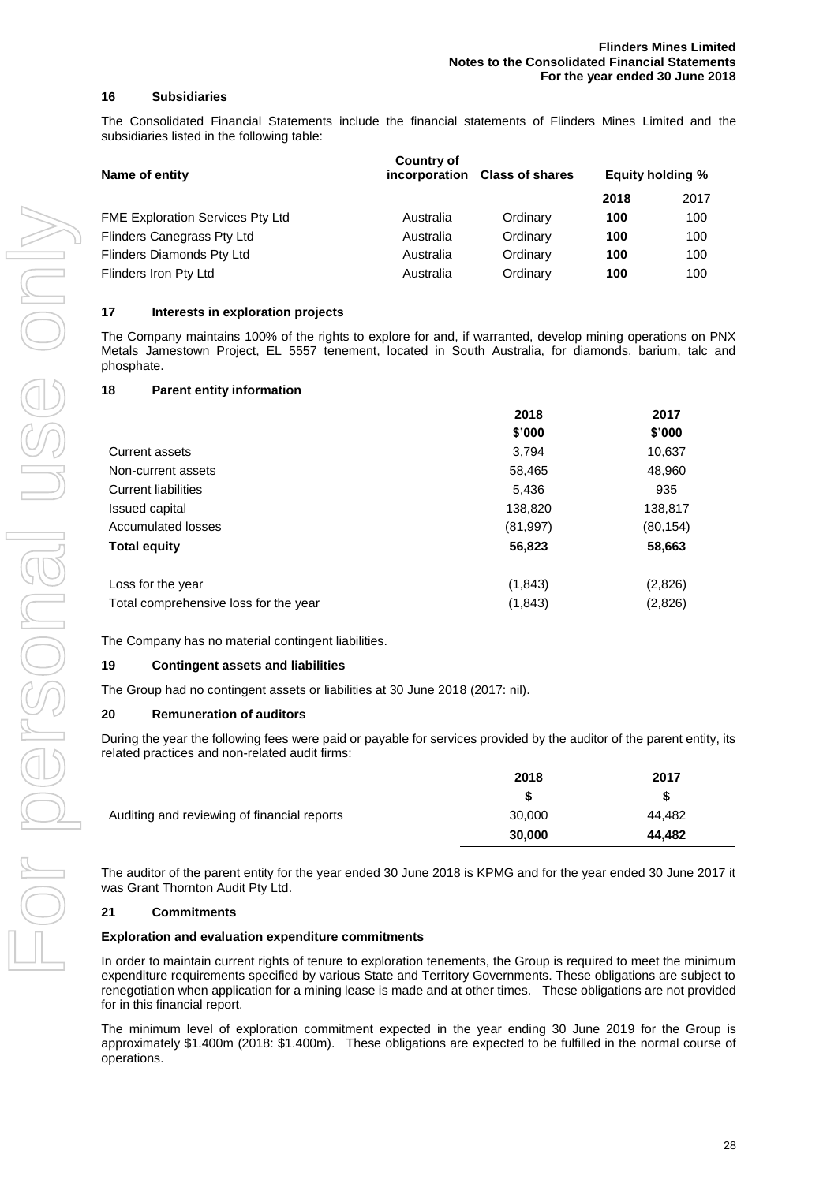## 16 Subsidiaries

The Consolidated Financial Statements include the financial statements of Flinders Mines Limited and the subsidiaries listed in the following table:

| Name of entity | Country of incorporation | Class of shares | Equity holding % | |
|---|---|---|---|---|
| | | | **2018** | 2017 |
| FME Exploration Services Pty Ltd | Australia | Ordinary | **100** | 100 |
| Flinders Canegrass Pty Ltd | Australia | Ordinary | **100** | 100 |
| Flinders Diamonds Pty Ltd | Australia | Ordinary | **100** | 100 |
| Flinders Iron Pty Ltd | Australia | Ordinary | **100** | 100 |

## 17 Interests in exploration projects

The Company maintains 100% of the rights to explore for and, if warranted, develop mining operations on PNX Metals Jamestown Project, EL 5557 tenement, located in South Australia, for diamonds, barium, talc and phosphate.

## 18 Parent entity information

| | 2018 | 2017 |
|---|---|---|
| | $'000 | $'000 |
| Current assets | 3,794 | 10,637 |
| Non-current assets | 58,465 | 48,960 |
| Current liabilities | 5,436 | 935 |
| Issued capital | 138,820 | 138,817 |
| Accumulated losses | (81,997) | (80,154) |
| **Total equity** | **56,823** | **58,663** |
| | | |
| Loss for the year | (1,843) | (2,826) |
| Total comprehensive loss for the year | (1,843) | (2,826) |

The Company has no material contingent liabilities.

## 19 Contingent assets and liabilities

The Group had no contingent assets or liabilities at 30 June 2018 (2017: nil).

## 20 Remuneration of auditors

During the year the following fees were paid or payable for services provided by the auditor of the parent entity, its related practices and non-related audit firms:

| | 2018 | 2017 |
|---|---|---|
| | $ | $ |
| Auditing and reviewing of financial reports | 30,000 | 44,482 |
| | **30,000** | **44,482** |

The auditor of the parent entity for the year ended 30 June 2018 is KPMG and for the year ended 30 June 2017 it was Grant Thornton Audit Pty Ltd.

## 21 Commitments

**Exploration and evaluation expenditure commitments**

In order to maintain current rights of tenure to exploration tenements, the Group is required to meet the minimum expenditure requirements specified by various State and Territory Governments. These obligations are subject to renegotiation when application for a mining lease is made and at other times. These obligations are not provided for in this financial report.

The minimum level of exploration commitment expected in the year ending 30 June 2019 for the Group is approximately $1.400m (2018: $1.400m). These obligations are expected to be fulfilled in the normal course of operations.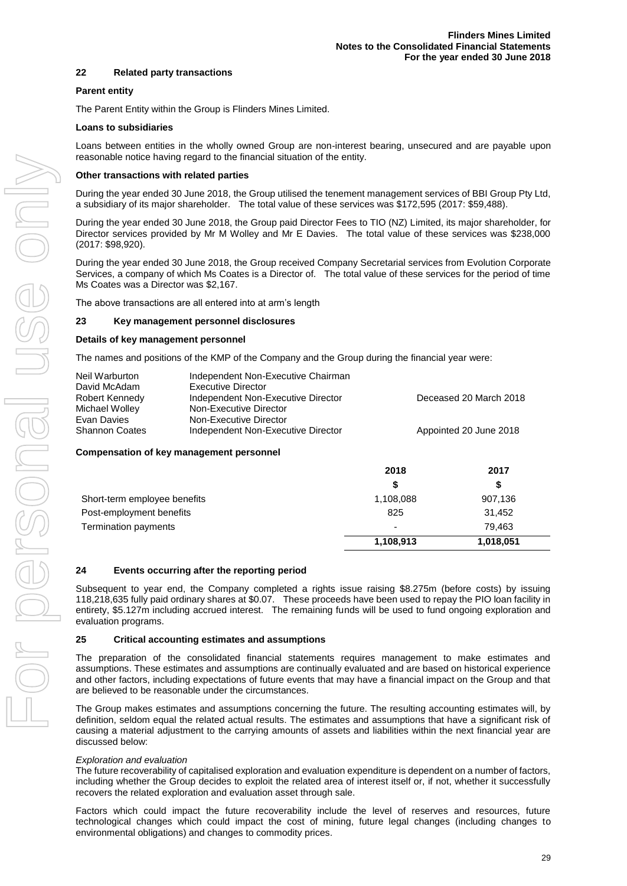## 22 Related party transactions

**Parent entity**

The Parent Entity within the Group is Flinders Mines Limited.

**Loans to subsidiaries**

Loans between entities in the wholly owned Group are non-interest bearing, unsecured and are payable upon reasonable notice having regard to the financial situation of the entity.

**Other transactions with related parties**

During the year ended 30 June 2018, the Group utilised the tenement management services of BBI Group Pty Ltd, a subsidiary of its major shareholder. The total value of these services was $172,595 (2017: $59,488).

During the year ended 30 June 2018, the Group paid Director Fees to TIO (NZ) Limited, its major shareholder, for Director services provided by Mr M Wolley and Mr E Davies. The total value of these services was $238,000 (2017: $98,920).

During the year ended 30 June 2018, the Group received Company Secretarial services from Evolution Corporate Services, a company of which Ms Coates is a Director of. The total value of these services for the period of time Ms Coates was a Director was $2,167.

The above transactions are all entered into at arm's length

## 23 Key management personnel disclosures

**Details of key management personnel**

The names and positions of the KMP of the Company and the Group during the financial year were:

| | | |
|---|---|---|
| Neil Warburton | Independent Non-Executive Chairman | |
| David McAdam | Executive Director | |
| Robert Kennedy | Independent Non-Executive Director | Deceased 20 March 2018 |
| Michael Wolley | Non-Executive Director | |
| Evan Davies | Non-Executive Director | |
| Shannon Coates | Independent Non-Executive Director | Appointed 20 June 2018 |

**Compensation of key management personnel**

| | 2018 | 2017 |
|---|---|---|
| | $ | $ |
| Short-term employee benefits | 1,108,088 | 907,136 |
| Post-employment benefits | 825 | 31,452 |
| Termination payments | - | 79,463 |
| | **1,108,913** | **1,018,051** |

## 24 Events occurring after the reporting period

Subsequent to year end, the Company completed a rights issue raising $8.275m (before costs) by issuing 118,218,635 fully paid ordinary shares at $0.07. These proceeds have been used to repay the PIO loan facility in entirety, $5.127m including accrued interest. The remaining funds will be used to fund ongoing exploration and evaluation programs.

## 25 Critical accounting estimates and assumptions

The preparation of the consolidated financial statements requires management to make estimates and assumptions. These estimates and assumptions are continually evaluated and are based on historical experience and other factors, including expectations of future events that may have a financial impact on the Group and that are believed to be reasonable under the circumstances.

The Group makes estimates and assumptions concerning the future. The resulting accounting estimates will, by definition, seldom equal the related actual results. The estimates and assumptions that have a significant risk of causing a material adjustment to the carrying amounts of assets and liabilities within the next financial year are discussed below:

*Exploration and evaluation*

The future recoverability of capitalised exploration and evaluation expenditure is dependent on a number of factors, including whether the Group decides to exploit the related area of interest itself or, if not, whether it successfully recovers the related exploration and evaluation asset through sale.

Factors which could impact the future recoverability include the level of reserves and resources, future technological changes which could impact the cost of mining, future legal changes (including changes to environmental obligations) and changes to commodity prices.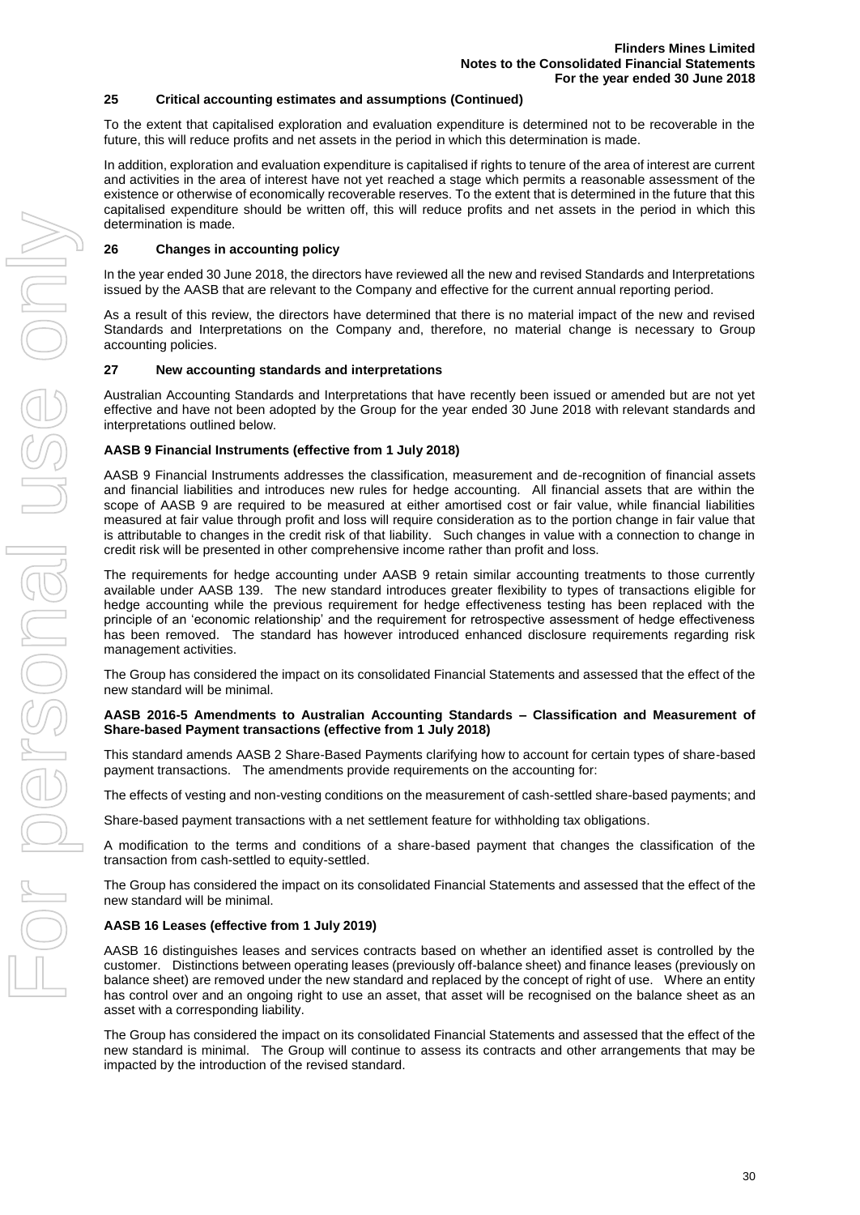## 25 Critical accounting estimates and assumptions (Continued)

To the extent that capitalised exploration and evaluation expenditure is determined not to be recoverable in the future, this will reduce profits and net assets in the period in which this determination is made.

In addition, exploration and evaluation expenditure is capitalised if rights to tenure of the area of interest are current and activities in the area of interest have not yet reached a stage which permits a reasonable assessment of the existence or otherwise of economically recoverable reserves. To the extent that is determined in the future that this capitalised expenditure should be written off, this will reduce profits and net assets in the period in which this determination is made.

## 26 Changes in accounting policy

In the year ended 30 June 2018, the directors have reviewed all the new and revised Standards and Interpretations issued by the AASB that are relevant to the Company and effective for the current annual reporting period.

As a result of this review, the directors have determined that there is no material impact of the new and revised Standards and Interpretations on the Company and, therefore, no material change is necessary to Group accounting policies.

## 27 New accounting standards and interpretations

Australian Accounting Standards and Interpretations that have recently been issued or amended but are not yet effective and have not been adopted by the Group for the year ended 30 June 2018 with relevant standards and interpretations outlined below.

### AASB 9 Financial Instruments (effective from 1 July 2018)

AASB 9 Financial Instruments addresses the classification, measurement and de-recognition of financial assets and financial liabilities and introduces new rules for hedge accounting. All financial assets that are within the scope of AASB 9 are required to be measured at either amortised cost or fair value, while financial liabilities measured at fair value through profit and loss will require consideration as to the portion change in fair value that is attributable to changes in the credit risk of that liability. Such changes in value with a connection to change in credit risk will be presented in other comprehensive income rather than profit and loss.

The requirements for hedge accounting under AASB 9 retain similar accounting treatments to those currently available under AASB 139. The new standard introduces greater flexibility to types of transactions eligible for hedge accounting while the previous requirement for hedge effectiveness testing has been replaced with the principle of an 'economic relationship' and the requirement for retrospective assessment of hedge effectiveness has been removed. The standard has however introduced enhanced disclosure requirements regarding risk management activities.

The Group has considered the impact on its consolidated Financial Statements and assessed that the effect of the new standard will be minimal.

### AASB 2016-5 Amendments to Australian Accounting Standards – Classification and Measurement of Share-based Payment transactions (effective from 1 July 2018)

This standard amends AASB 2 Share-Based Payments clarifying how to account for certain types of share-based payment transactions. The amendments provide requirements on the accounting for:

The effects of vesting and non-vesting conditions on the measurement of cash-settled share-based payments; and

Share-based payment transactions with a net settlement feature for withholding tax obligations.

A modification to the terms and conditions of a share-based payment that changes the classification of the transaction from cash-settled to equity-settled.

The Group has considered the impact on its consolidated Financial Statements and assessed that the effect of the new standard will be minimal.

### AASB 16 Leases (effective from 1 July 2019)

AASB 16 distinguishes leases and services contracts based on whether an identified asset is controlled by the customer. Distinctions between operating leases (previously off-balance sheet) and finance leases (previously on balance sheet) are removed under the new standard and replaced by the concept of right of use. Where an entity has control over and an ongoing right to use an asset, that asset will be recognised on the balance sheet as an asset with a corresponding liability.

The Group has considered the impact on its consolidated Financial Statements and assessed that the effect of the new standard is minimal. The Group will continue to assess its contracts and other arrangements that may be impacted by the introduction of the revised standard.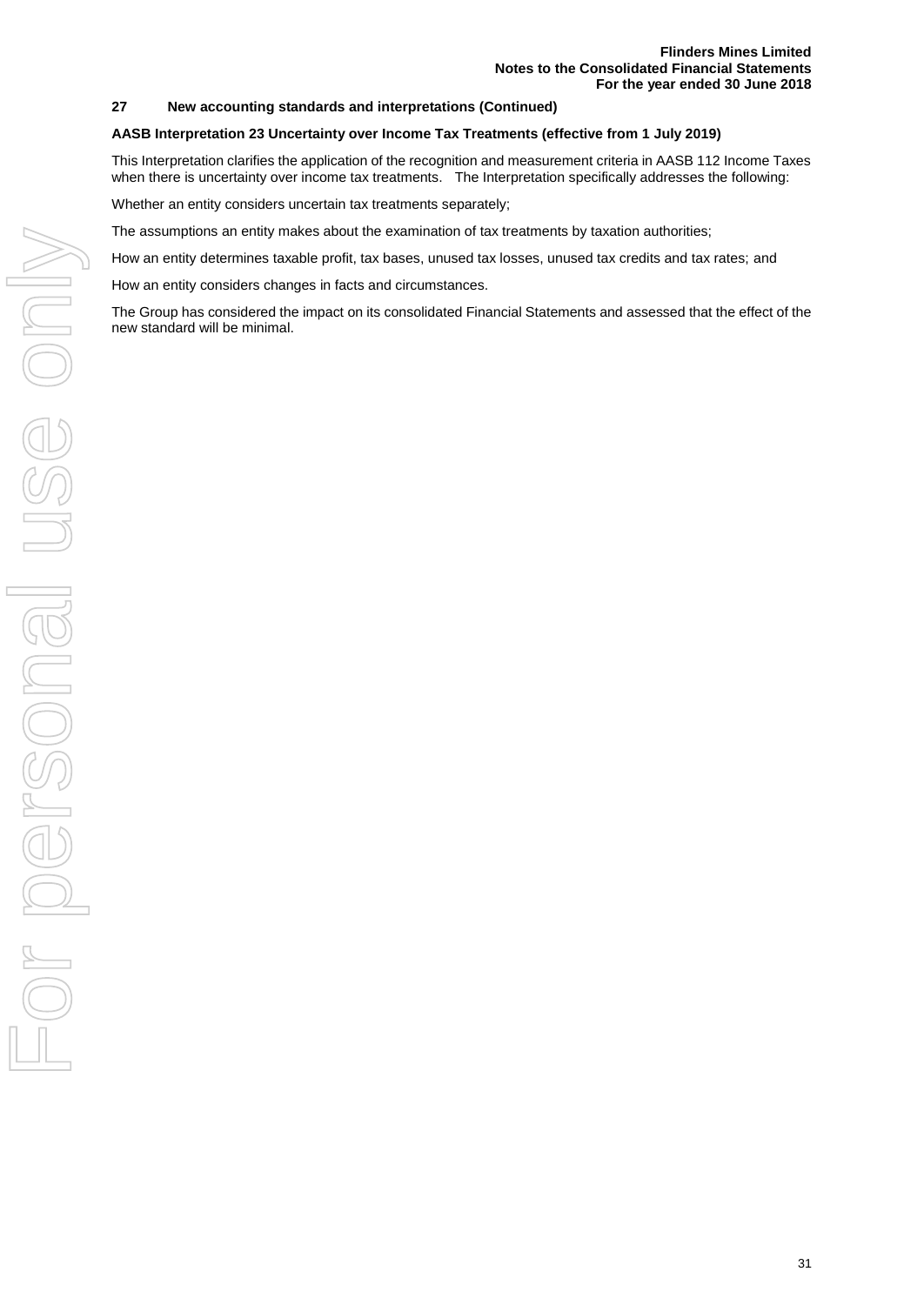## 27 New accounting standards and interpretations (Continued)

**AASB Interpretation 23 Uncertainty over Income Tax Treatments (effective from 1 July 2019)**

This Interpretation clarifies the application of the recognition and measurement criteria in AASB 112 Income Taxes when there is uncertainty over income tax treatments. The Interpretation specifically addresses the following:

Whether an entity considers uncertain tax treatments separately;

The assumptions an entity makes about the examination of tax treatments by taxation authorities;

How an entity determines taxable profit, tax bases, unused tax losses, unused tax credits and tax rates; and

How an entity considers changes in facts and circumstances.

The Group has considered the impact on its consolidated Financial Statements and assessed that the effect of the new standard will be minimal.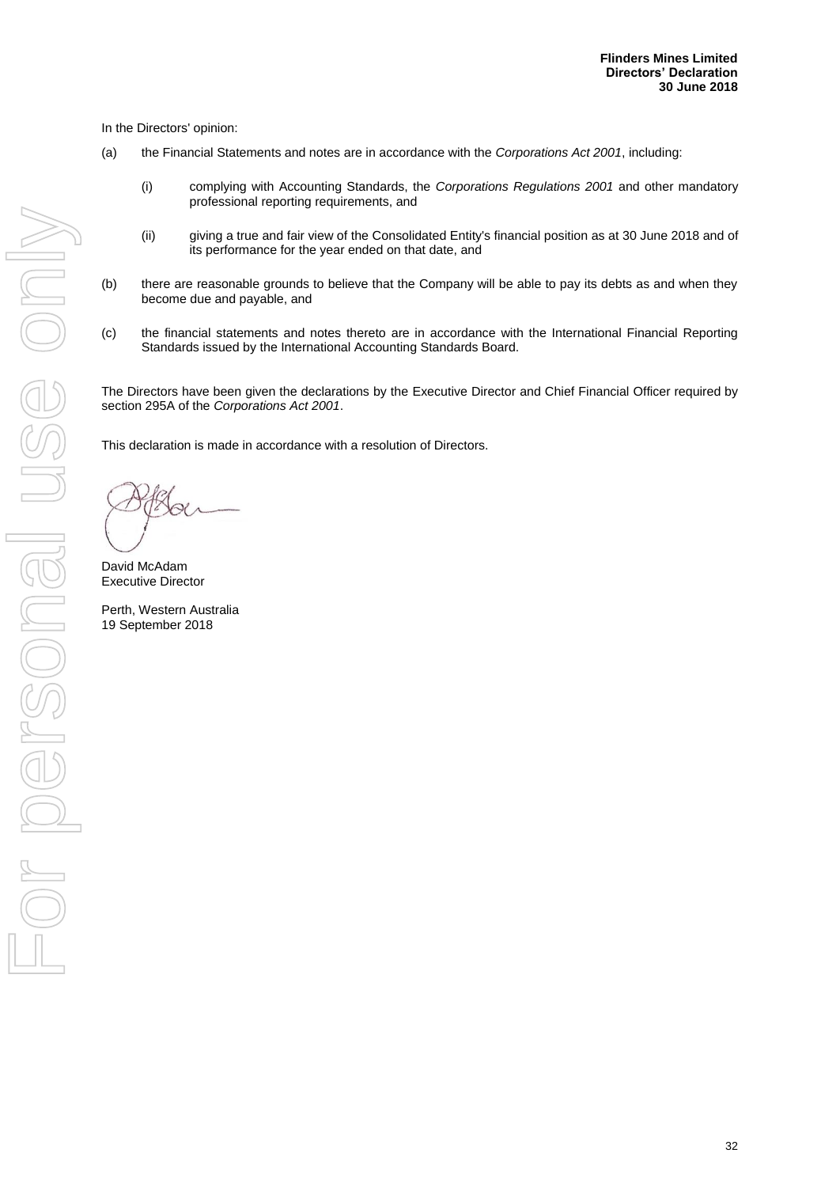In the Directors' opinion:

(a) the Financial Statements and notes are in accordance with the *Corporations Act 2001*, including:

  (i) complying with Accounting Standards, the *Corporations Regulations 2001* and other mandatory professional reporting requirements, and

  (ii) giving a true and fair view of the Consolidated Entity's financial position as at 30 June 2018 and of its performance for the year ended on that date, and

(b) there are reasonable grounds to believe that the Company will be able to pay its debts as and when they become due and payable, and

(c) the financial statements and notes thereto are in accordance with the International Financial Reporting Standards issued by the International Accounting Standards Board.

The Directors have been given the declarations by the Executive Director and Chief Financial Officer required by section 295A of the *Corporations Act 2001*.

This declaration is made in accordance with a resolution of Directors.

David McAdam
Executive Director

Perth, Western Australia
19 September 2018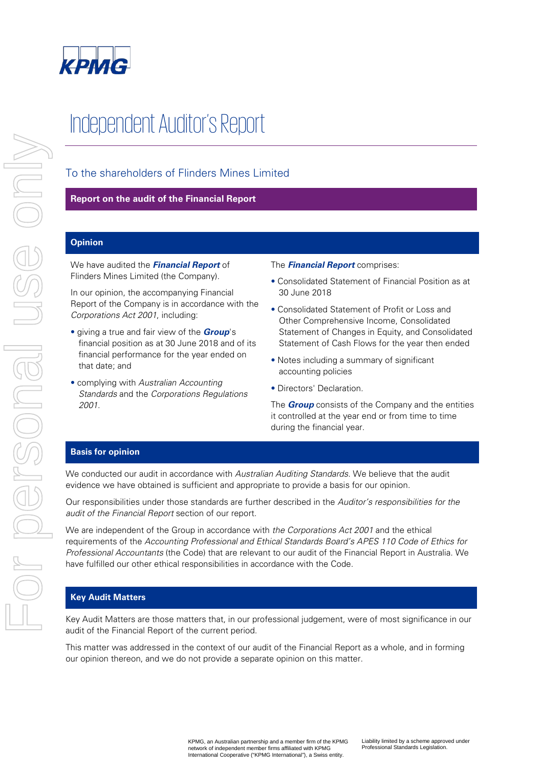# Independent Auditor's Report

## To the shareholders of Flinders Mines Limited

## Report on the audit of the Financial Report

### Opinion

We have audited the ***Financial Report*** of Flinders Mines Limited (the Company).

In our opinion, the accompanying Financial Report of the Company is in accordance with the *Corporations Act 2001*, including:

- giving a true and fair view of the ***Group***'s financial position as at 30 June 2018 and of its financial performance for the year ended on that date; and
- complying with *Australian Accounting Standards* and the *Corporations Regulations 2001*.

The ***Financial Report*** comprises:

- Consolidated Statement of Financial Position as at 30 June 2018
- Consolidated Statement of Profit or Loss and Other Comprehensive Income, Consolidated Statement of Changes in Equity, and Consolidated Statement of Cash Flows for the year then ended
- Notes including a summary of significant accounting policies
- Directors' Declaration.

The ***Group*** consists of the Company and the entities it controlled at the year end or from time to time during the financial year.

### Basis for opinion

We conducted our audit in accordance with *Australian Auditing Standards*. We believe that the audit evidence we have obtained is sufficient and appropriate to provide a basis for our opinion.

Our responsibilities under those standards are further described in the *Auditor's responsibilities for the audit of the Financial Report* section of our report.

We are independent of the Group in accordance with *the Corporations Act 2001* and the ethical requirements of the *Accounting Professional and Ethical Standards Board's APES 110 Code of Ethics for Professional Accountants* (the Code) that are relevant to our audit of the Financial Report in Australia. We have fulfilled our other ethical responsibilities in accordance with the Code.

### Key Audit Matters

Key Audit Matters are those matters that, in our professional judgement, were of most significance in our audit of the Financial Report of the current period.

This matter was addressed in the context of our audit of the Financial Report as a whole, and in forming our opinion thereon, and we do not provide a separate opinion on this matter.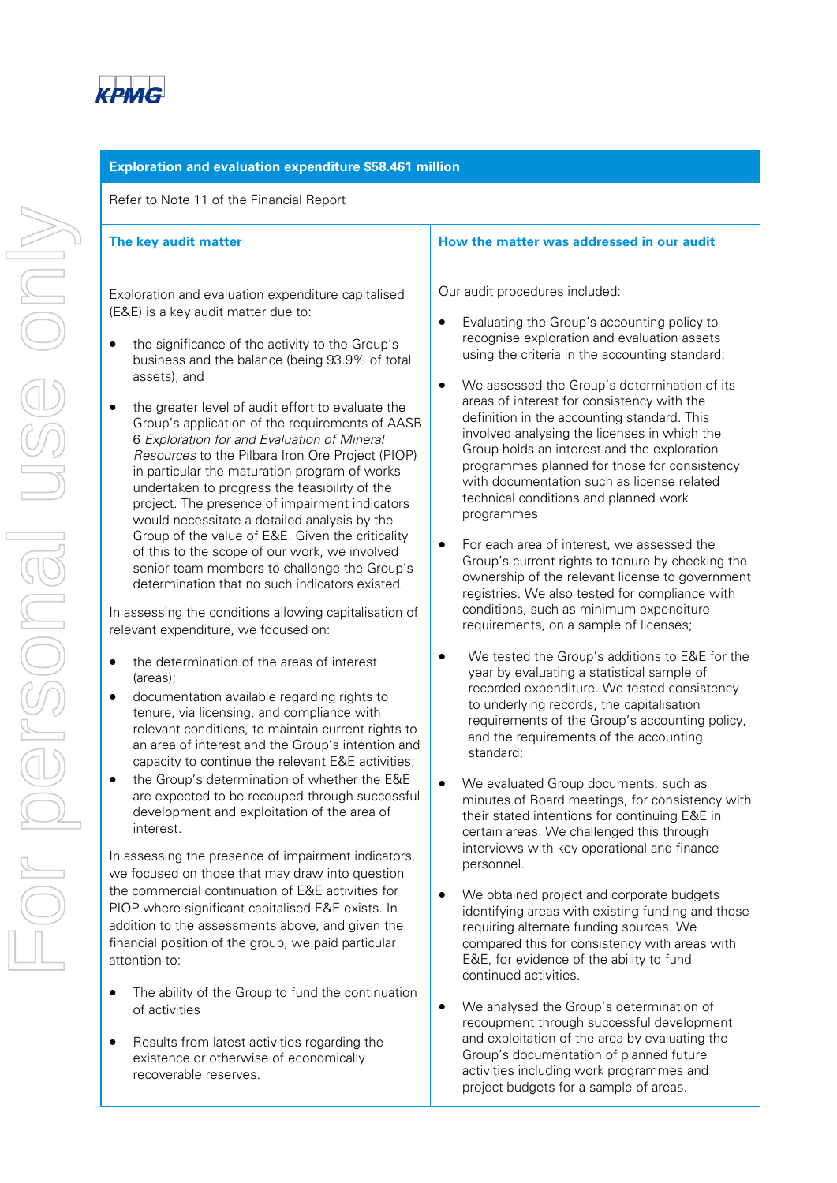| Exploration and evaluation expenditure $58.461 million | |
|---|---|
| Refer to Note 11 of the Financial Report | |
| **The key audit matter** | **How the matter was addressed in our audit** |
| Exploration and evaluation expenditure capitalised (E&E) is a key audit matter due to:<br><br>• the significance of the activity to the Group's business and the balance (being 93.9% of total assets); and<br><br>• the greater level of audit effort to evaluate the Group's application of the requirements of AASB 6 *Exploration for and Evaluation of Mineral Resources* to the Pilbara Iron Ore Project (PIOP) in particular the maturation program of works undertaken to progress the feasibility of the project. The presence of impairment indicators would necessitate a detailed analysis by the Group of the value of E&E. Given the criticality of this to the scope of our work, we involved senior team members to challenge the Group's determination that no such indicators existed.<br><br>In assessing the conditions allowing capitalisation of relevant expenditure, we focused on:<br><br>• the determination of the areas of interest (areas);<br>• documentation available regarding rights to tenure, via licensing, and compliance with relevant conditions, to maintain current rights to an area of interest and the Group's intention and capacity to continue the relevant E&E activities;<br>• the Group's determination of whether the E&E are expected to be recouped through successful development and exploitation of the area of interest.<br><br>In assessing the presence of impairment indicators, we focused on those that may draw into question the commercial continuation of E&E activities for PIOP where significant capitalised E&E exists. In addition to the assessments above, and given the financial position of the group, we paid particular attention to:<br><br>• The ability of the Group to fund the continuation of activities<br><br>• Results from latest activities regarding the existence or otherwise of economically recoverable reserves. | Our audit procedures included:<br><br>• Evaluating the Group's accounting policy to recognise exploration and evaluation assets using the criteria in the accounting standard;<br><br>• We assessed the Group's determination of its areas of interest for consistency with the definition in the accounting standard. This involved analysing the licenses in which the Group holds an interest and the exploration programmes planned for those for consistency with documentation such as license related technical conditions and planned work programmes<br><br>• For each area of interest, we assessed the Group's current rights to tenure by checking the ownership of the relevant license to government registries. We also tested for compliance with conditions, such as minimum expenditure requirements, on a sample of licenses;<br><br>• We tested the Group's additions to E&E for the year by evaluating a statistical sample of recorded expenditure. We tested consistency to underlying records, the capitalisation requirements of the Group's accounting policy, and the requirements of the accounting standard;<br><br>• We evaluated Group documents, such as minutes of Board meetings, for consistency with their stated intentions for continuing E&E in certain areas. We challenged this through interviews with key operational and finance personnel.<br><br>• We obtained project and corporate budgets identifying areas with existing funding and those requiring alternate funding sources. We compared this for consistency with areas with E&E, for evidence of the ability to fund continued activities.<br><br>• We analysed the Group's determination of recoupment through successful development and exploitation of the area by evaluating the Group's documentation of planned future activities including work programmes and project budgets for a sample of areas. |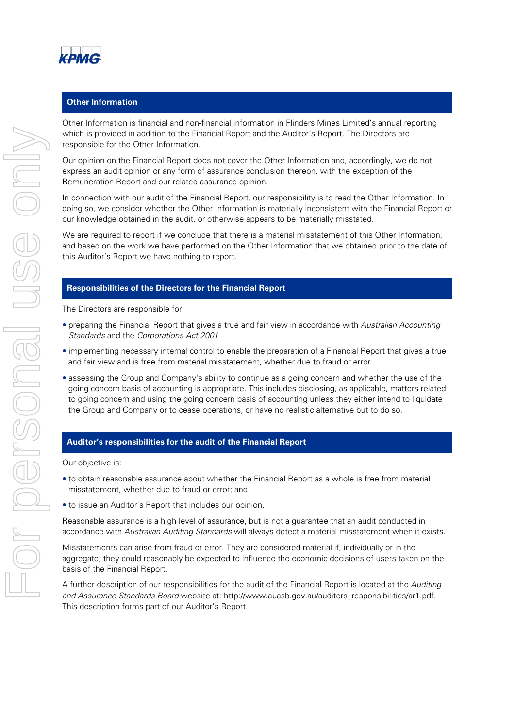## Other Information

Other Information is financial and non-financial information in Flinders Mines Limited's annual reporting which is provided in addition to the Financial Report and the Auditor's Report. The Directors are responsible for the Other Information.

Our opinion on the Financial Report does not cover the Other Information and, accordingly, we do not express an audit opinion or any form of assurance conclusion thereon, with the exception of the Remuneration Report and our related assurance opinion.

In connection with our audit of the Financial Report, our responsibility is to read the Other Information. In doing so, we consider whether the Other Information is materially inconsistent with the Financial Report or our knowledge obtained in the audit, or otherwise appears to be materially misstated.

We are required to report if we conclude that there is a material misstatement of this Other Information, and based on the work we have performed on the Other Information that we obtained prior to the date of this Auditor's Report we have nothing to report.

## Responsibilities of the Directors for the Financial Report

The Directors are responsible for:

- preparing the Financial Report that gives a true and fair view in accordance with *Australian Accounting Standards* and the *Corporations Act 2001*
- implementing necessary internal control to enable the preparation of a Financial Report that gives a true and fair view and is free from material misstatement, whether due to fraud or error
- assessing the Group and Company's ability to continue as a going concern and whether the use of the going concern basis of accounting is appropriate. This includes disclosing, as applicable, matters related to going concern and using the going concern basis of accounting unless they either intend to liquidate the Group and Company or to cease operations, or have no realistic alternative but to do so.

## Auditor's responsibilities for the audit of the Financial Report

Our objective is:

- to obtain reasonable assurance about whether the Financial Report as a whole is free from material misstatement, whether due to fraud or error; and
- to issue an Auditor's Report that includes our opinion.

Reasonable assurance is a high level of assurance, but is not a guarantee that an audit conducted in accordance with *Australian Auditing Standards* will always detect a material misstatement when it exists.

Misstatements can arise from fraud or error. They are considered material if, individually or in the aggregate, they could reasonably be expected to influence the economic decisions of users taken on the basis of the Financial Report.

A further description of our responsibilities for the audit of the Financial Report is located at the *Auditing and Assurance Standards Board* website at: http://www.auasb.gov.au/auditors_responsibilities/ar1.pdf. This description forms part of our Auditor's Report.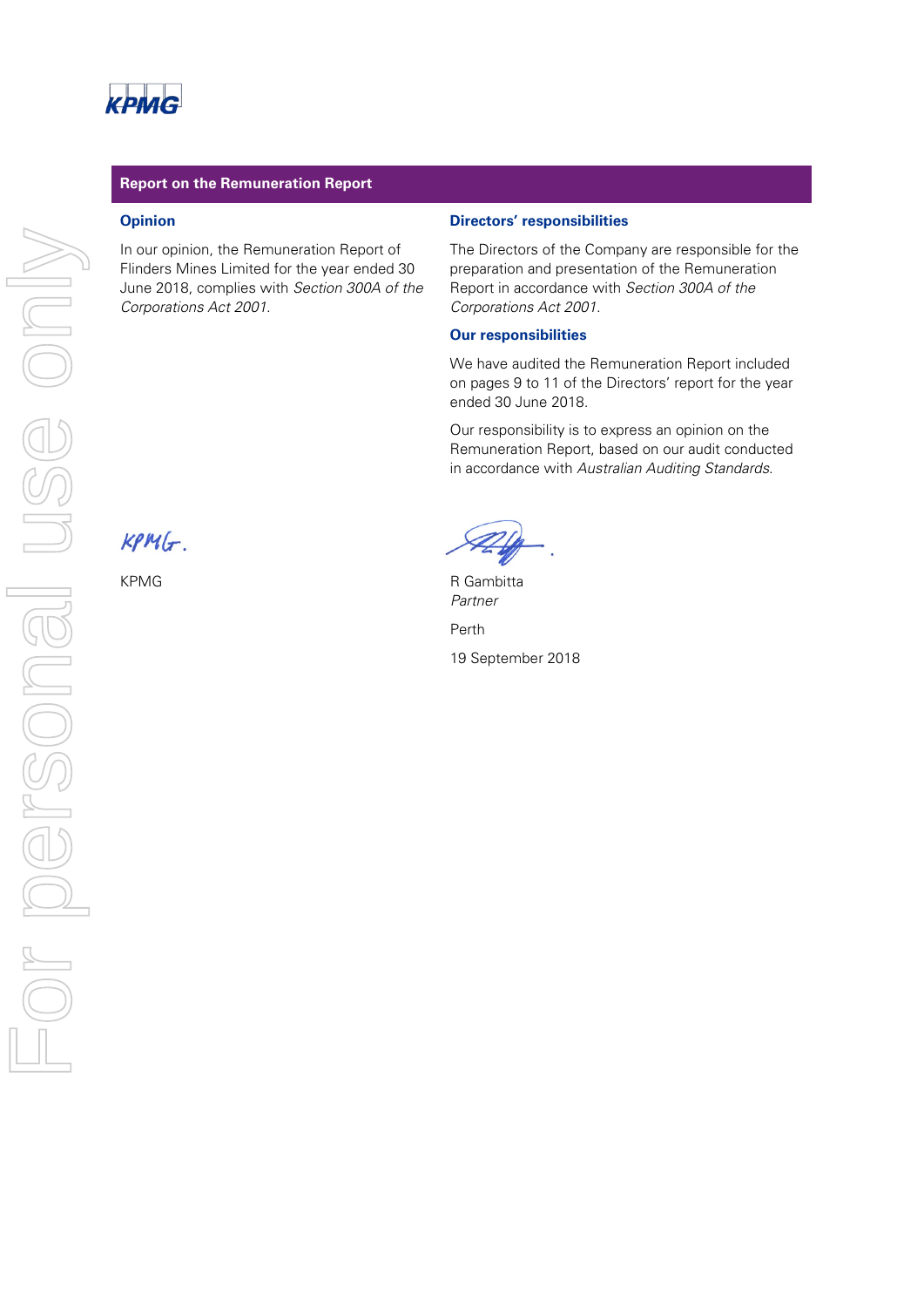## Report on the Remuneration Report

### Opinion

In our opinion, the Remuneration Report of Flinders Mines Limited for the year ended 30 June 2018, complies with *Section 300A of the Corporations Act 2001.*

### Directors' responsibilities

The Directors of the Company are responsible for the preparation and presentation of the Remuneration Report in accordance with *Section 300A of the Corporations Act 2001*.

### Our responsibilities

We have audited the Remuneration Report included on pages 9 to 11 of the Directors' report for the year ended 30 June 2018.

Our responsibility is to express an opinion on the Remuneration Report, based on our audit conducted in accordance with *Australian Auditing Standards*.

KPMG

R Gambitta
*Partner*

Perth

19 September 2018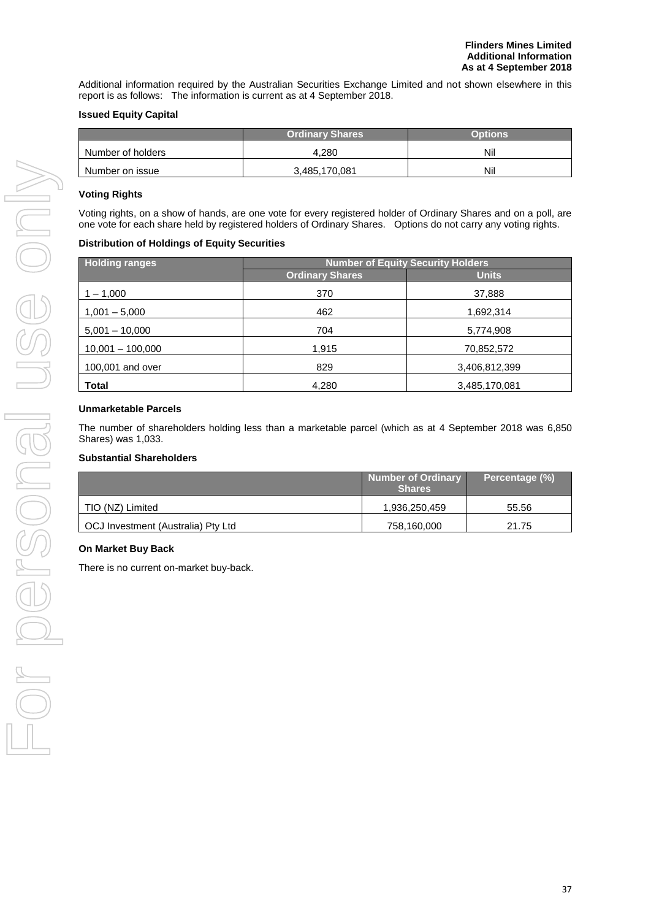**Flinders Mines Limited**
**Additional Information**
**As at 4 September 2018**

Additional information required by the Australian Securities Exchange Limited and not shown elsewhere in this report is as follows: The information is current as at 4 September 2018.

### Issued Equity Capital

| | Ordinary Shares | Options |
|---|---|---|
| Number of holders | 4,280 | Nil |
| Number on issue | 3,485,170,081 | Nil |

### Voting Rights

Voting rights, on a show of hands, are one vote for every registered holder of Ordinary Shares and on a poll, are one vote for each share held by registered holders of Ordinary Shares. Options do not carry any voting rights.

### Distribution of Holdings of Equity Securities

| Holding ranges | Number of Equity Security Holders | |
|---|---|---|
| | Ordinary Shares | Units |
| 1 – 1,000 | 370 | 37,888 |
| 1,001 – 5,000 | 462 | 1,692,314 |
| 5,001 – 10,000 | 704 | 5,774,908 |
| 10,001 – 100,000 | 1,915 | 70,852,572 |
| 100,001 and over | 829 | 3,406,812,399 |
| **Total** | 4,280 | 3,485,170,081 |

### Unmarketable Parcels

The number of shareholders holding less than a marketable parcel (which as at 4 September 2018 was 6,850 Shares) was 1,033.

### Substantial Shareholders

| | Number of Ordinary Shares | Percentage (%) |
|---|---|---|
| TIO (NZ) Limited | 1,936,250,459 | 55.56 |
| OCJ Investment (Australia) Pty Ltd | 758,160,000 | 21.75 |

### On Market Buy Back

There is no current on-market buy-back.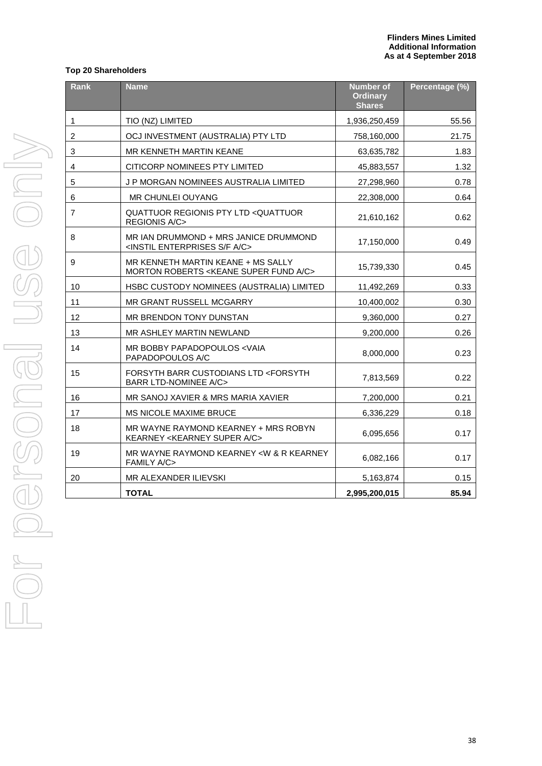**Flinders Mines Limited**
**Additional Information**
**As at 4 September 2018**

**Top 20 Shareholders**

| Rank | Name | Number of Ordinary Shares | Percentage (%) |
|---|---|---|---|
| 1 | TIO (NZ) LIMITED | 1,936,250,459 | 55.56 |
| 2 | OCJ INVESTMENT (AUSTRALIA) PTY LTD | 758,160,000 | 21.75 |
| 3 | MR KENNETH MARTIN KEANE | 63,635,782 | 1.83 |
| 4 | CITICORP NOMINEES PTY LIMITED | 45,883,557 | 1.32 |
| 5 | J P MORGAN NOMINEES AUSTRALIA LIMITED | 27,298,960 | 0.78 |
| 6 | MR CHUNLEI OUYANG | 22,308,000 | 0.64 |
| 7 | QUATTUOR REGIONIS PTY LTD <QUATTUOR REGIONIS A/C> | 21,610,162 | 0.62 |
| 8 | MR IAN DRUMMOND + MRS JANICE DRUMMOND <INSTIL ENTERPRISES S/F A/C> | 17,150,000 | 0.49 |
| 9 | MR KENNETH MARTIN KEANE + MS SALLY MORTON ROBERTS <KEANE SUPER FUND A/C> | 15,739,330 | 0.45 |
| 10 | HSBC CUSTODY NOMINEES (AUSTRALIA) LIMITED | 11,492,269 | 0.33 |
| 11 | MR GRANT RUSSELL MCGARRY | 10,400,002 | 0.30 |
| 12 | MR BRENDON TONY DUNSTAN | 9,360,000 | 0.27 |
| 13 | MR ASHLEY MARTIN NEWLAND | 9,200,000 | 0.26 |
| 14 | MR BOBBY PAPADOPOULOS <VAIA PAPADOPOULOS A/C | 8,000,000 | 0.23 |
| 15 | FORSYTH BARR CUSTODIANS LTD <FORSYTH BARR LTD-NOMINEE A/C> | 7,813,569 | 0.22 |
| 16 | MR SANOJ XAVIER & MRS MARIA XAVIER | 7,200,000 | 0.21 |
| 17 | MS NICOLE MAXIME BRUCE | 6,336,229 | 0.18 |
| 18 | MR WAYNE RAYMOND KEARNEY + MRS ROBYN KEARNEY <KEARNEY SUPER A/C> | 6,095,656 | 0.17 |
| 19 | MR WAYNE RAYMOND KEARNEY <W & R KEARNEY FAMILY A/C> | 6,082,166 | 0.17 |
| 20 | MR ALEXANDER ILIEVSKI | 5,163,874 | 0.15 |
| | **TOTAL** | **2,995,200,015** | **85.94** |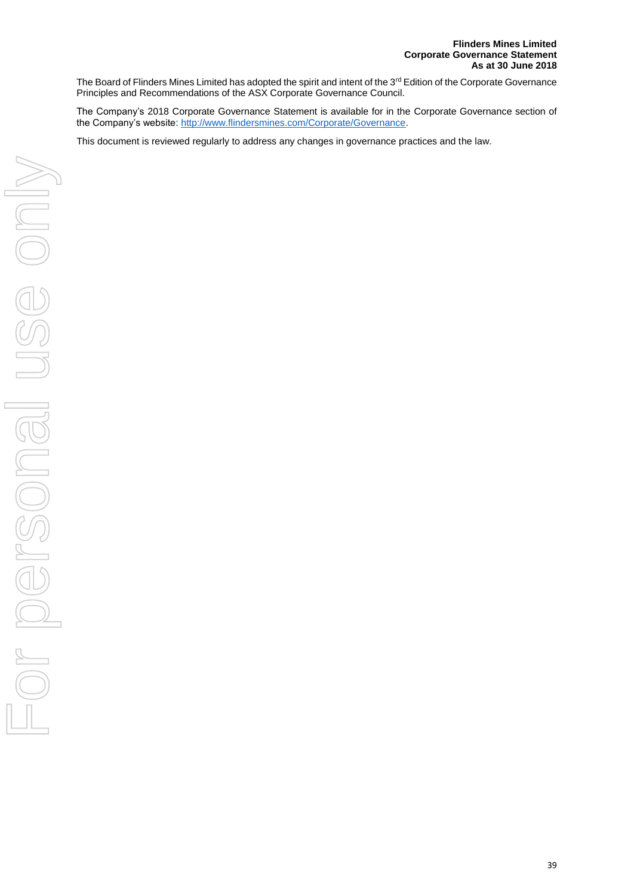**Flinders Mines Limited**
**Corporate Governance Statement**
**As at 30 June 2018**

The Board of Flinders Mines Limited has adopted the spirit and intent of the 3rd Edition of the Corporate Governance Principles and Recommendations of the ASX Corporate Governance Council.

The Company's 2018 Corporate Governance Statement is available for in the Corporate Governance section of the Company's website: http://www.flindersmines.com/Corporate/Governance.

This document is reviewed regularly to address any changes in governance practices and the law.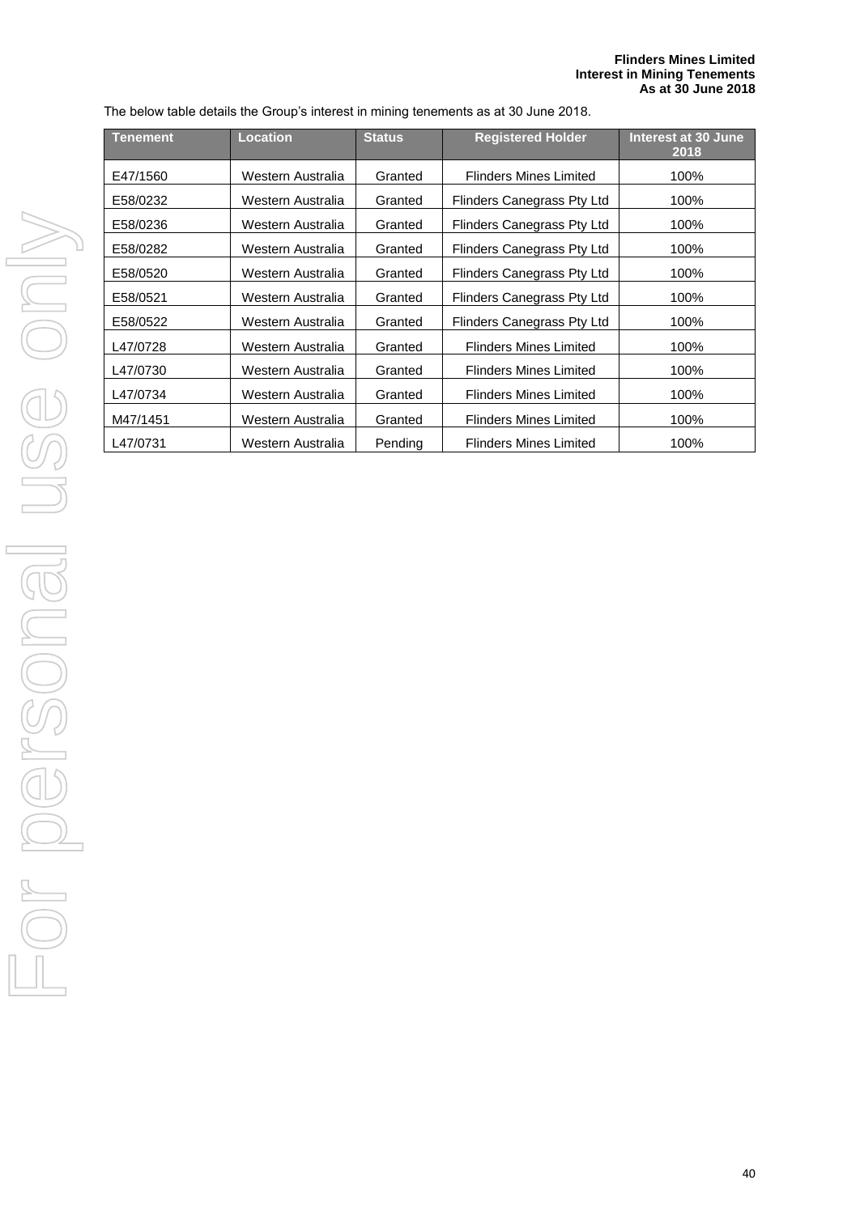The below table details the Group's interest in mining tenements as at 30 June 2018.

| Tenement | Location | Status | Registered Holder | Interest at 30 June 2018 |
|---|---|---|---|---|
| E47/1560 | Western Australia | Granted | Flinders Mines Limited | 100% |
| E58/0232 | Western Australia | Granted | Flinders Canegrass Pty Ltd | 100% |
| E58/0236 | Western Australia | Granted | Flinders Canegrass Pty Ltd | 100% |
| E58/0282 | Western Australia | Granted | Flinders Canegrass Pty Ltd | 100% |
| E58/0520 | Western Australia | Granted | Flinders Canegrass Pty Ltd | 100% |
| E58/0521 | Western Australia | Granted | Flinders Canegrass Pty Ltd | 100% |
| E58/0522 | Western Australia | Granted | Flinders Canegrass Pty Ltd | 100% |
| L47/0728 | Western Australia | Granted | Flinders Mines Limited | 100% |
| L47/0730 | Western Australia | Granted | Flinders Mines Limited | 100% |
| L47/0734 | Western Australia | Granted | Flinders Mines Limited | 100% |
| M47/1451 | Western Australia | Granted | Flinders Mines Limited | 100% |
| L47/0731 | Western Australia | Pending | Flinders Mines Limited | 100% |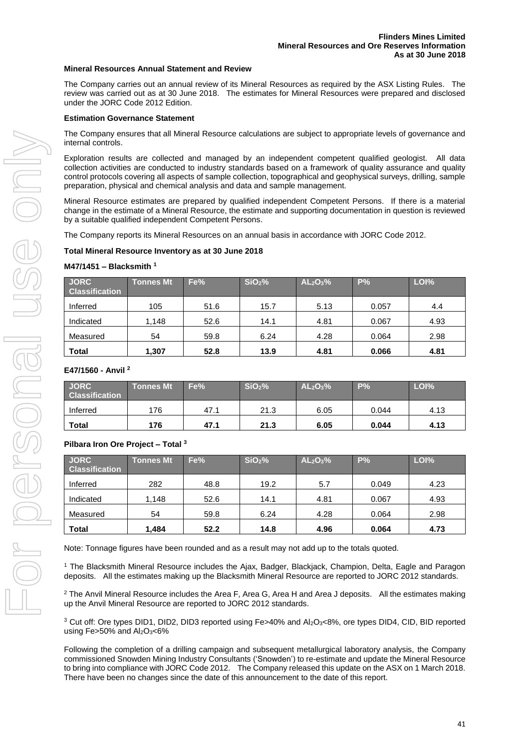### Mineral Resources Annual Statement and Review

The Company carries out an annual review of its Mineral Resources as required by the ASX Listing Rules. The review was carried out as at 30 June 2018. The estimates for Mineral Resources were prepared and disclosed under the JORC Code 2012 Edition.

### Estimation Governance Statement

The Company ensures that all Mineral Resource calculations are subject to appropriate levels of governance and internal controls.

Exploration results are collected and managed by an independent competent qualified geologist. All data collection activities are conducted to industry standards based on a framework of quality assurance and quality control protocols covering all aspects of sample collection, topographical and geophysical surveys, drilling, sample preparation, physical and chemical analysis and data and sample management.

Mineral Resource estimates are prepared by qualified independent Competent Persons. If there is a material change in the estimate of a Mineral Resource, the estimate and supporting documentation in question is reviewed by a suitable qualified independent Competent Persons.

The Company reports its Mineral Resources on an annual basis in accordance with JORC Code 2012.

### Total Mineral Resource Inventory as at 30 June 2018

#### M47/1451 – Blacksmith [1]

| JORC Classification | Tonnes Mt | Fe% | $SiO_2$% | $AL_2O_3$% | P% | LOI% |
|---|---|---|---|---|---|---|
| Inferred | 105 | 51.6 | 15.7 | 5.13 | 0.057 | 4.4 |
| Indicated | 1,148 | 52.6 | 14.1 | 4.81 | 0.067 | 4.93 |
| Measured | 54 | 59.8 | 6.24 | 4.28 | 0.064 | 2.98 |
| **Total** | **1,307** | **52.8** | **13.9** | **4.81** | **0.066** | **4.81** |

#### E47/1560 - Anvil [2]

| JORC Classification | Tonnes Mt | Fe% | $SiO_2$% | $AL_2O_3$% | P% | LOI% |
|---|---|---|---|---|---|---|
| Inferred | 176 | 47.1 | 21.3 | 6.05 | 0.044 | 4.13 |
| **Total** | **176** | **47.1** | **21.3** | **6.05** | **0.044** | **4.13** |

#### Pilbara Iron Ore Project – Total [3]

| JORC Classification | Tonnes Mt | Fe% | $SiO_2$% | $AL_2O_3$% | P% | LOI% |
|---|---|---|---|---|---|---|
| Inferred | 282 | 48.8 | 19.2 | 5.7 | 0.049 | 4.23 |
| Indicated | 1,148 | 52.6 | 14.1 | 4.81 | 0.067 | 4.93 |
| Measured | 54 | 59.8 | 6.24 | 4.28 | 0.064 | 2.98 |
| **Total** | **1,484** | **52.2** | **14.8** | **4.96** | **0.064** | **4.73** |

Note: Tonnage figures have been rounded and as a result may not add up to the totals quoted.

[1] The Blacksmith Mineral Resource includes the Ajax, Badger, Blackjack, Champion, Delta, Eagle and Paragon deposits. All the estimates making up the Blacksmith Mineral Resource are reported to JORC 2012 standards.

[2] The Anvil Mineral Resource includes the Area F, Area G, Area H and Area J deposits. All the estimates making up the Anvil Mineral Resource are reported to JORC 2012 standards.

[3] Cut off: Ore types DID1, DID2, DID3 reported using Fe>40% and $Al_2O_3$<8%, ore types DID4, CID, BID reported using Fe>50% and $Al_2O_3$<6%

Following the completion of a drilling campaign and subsequent metallurgical laboratory analysis, the Company commissioned Snowden Mining Industry Consultants ('Snowden') to re-estimate and update the Mineral Resource to bring into compliance with JORC Code 2012. The Company released this update on the ASX on 1 March 2018. There have been no changes since the date of this announcement to the date of this report.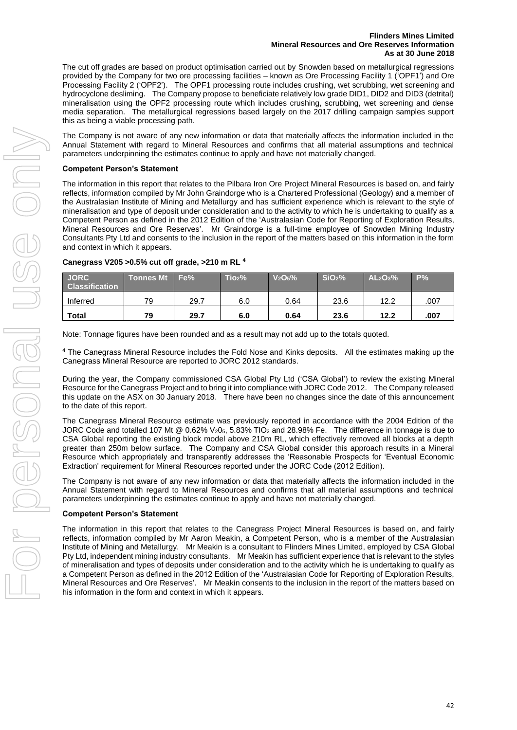The cut off grades are based on product optimisation carried out by Snowden based on metallurgical regressions provided by the Company for two ore processing facilities – known as Ore Processing Facility 1 ('OPF1') and Ore Processing Facility 2 ('OPF2'). The OPF1 processing route includes crushing, wet scrubbing, wet screening and hydrocyclone desliming. The Company propose to beneficiate relatively low grade DID1, DID2 and DID3 (detrital) mineralisation using the OPF2 processing route which includes crushing, scrubbing, wet screening and dense media separation. The metallurgical regressions based largely on the 2017 drilling campaign samples support this as being a viable processing path.

The Company is not aware of any new information or data that materially affects the information included in the Annual Statement with regard to Mineral Resources and confirms that all material assumptions and technical parameters underpinning the estimates continue to apply and have not materially changed.

**Competent Person's Statement**

The information in this report that relates to the Pilbara Iron Ore Project Mineral Resources is based on, and fairly reflects, information compiled by Mr John Graindorge who is a Chartered Professional (Geology) and a member of the Australasian Institute of Mining and Metallurgy and has sufficient experience which is relevant to the style of mineralisation and type of deposit under consideration and to the activity to which he is undertaking to qualify as a Competent Person as defined in the 2012 Edition of the 'Australasian Code for Reporting of Exploration Results, Mineral Resources and Ore Reserves'. Mr Graindorge is a full-time employee of Snowden Mining Industry Consultants Pty Ltd and consents to the inclusion in the report of the matters based on this information in the form and context in which it appears.

**Canegrass V205 >0.5% cut off grade, >210 m RL [4]**

| JORC Classification | Tonnes Mt | Fe% | $TiO_2$% | $V_2O_5$% | $SiO_2$% | $Al_2O_3$% | P% |
|---|---|---|---|---|---|---|---|
| Inferred | 79 | 29.7 | 6.0 | 0.64 | 23.6 | 12.2 | .007 |
| **Total** | **79** | **29.7** | **6.0** | **0.64** | **23.6** | **12.2** | **.007** |

Note: Tonnage figures have been rounded and as a result may not add up to the totals quoted.

[4] The Canegrass Mineral Resource includes the Fold Nose and Kinks deposits. All the estimates making up the Canegrass Mineral Resource are reported to JORC 2012 standards.

During the year, the Company commissioned CSA Global Pty Ltd ('CSA Global') to review the existing Mineral Resource for the Canegrass Project and to bring it into compliance with JORC Code 2012. The Company released this update on the ASX on 30 January 2018. There have been no changes since the date of this announcement to the date of this report.

The Canegrass Mineral Resource estimate was previously reported in accordance with the 2004 Edition of the JORC Code and totalled 107 Mt @ 0.62% $V_2O_5$, 5.83% $TiO_2$ and 28.98% Fe. The difference in tonnage is due to CSA Global reporting the existing block model above 210m RL, which effectively removed all blocks at a depth greater than 250m below surface. The Company and CSA Global consider this approach results in a Mineral Resource which appropriately and transparently addresses the 'Reasonable Prospects for 'Eventual Economic Extraction' requirement for Mineral Resources reported under the JORC Code (2012 Edition).

The Company is not aware of any new information or data that materially affects the information included in the Annual Statement with regard to Mineral Resources and confirms that all material assumptions and technical parameters underpinning the estimates continue to apply and have not materially changed.

**Competent Person's Statement**

The information in this report that relates to the Canegrass Project Mineral Resources is based on, and fairly reflects, information compiled by Mr Aaron Meakin, a Competent Person, who is a member of the Australasian Institute of Mining and Metallurgy. Mr Meakin is a consultant to Flinders Mines Limited, employed by CSA Global Pty Ltd, independent mining industry consultants. Mr Meakin has sufficient experience that is relevant to the styles of mineralisation and types of deposits under consideration and to the activity which he is undertaking to qualify as a Competent Person as defined in the 2012 Edition of the 'Australasian Code for Reporting of Exploration Results, Mineral Resources and Ore Reserves'. Mr Meakin consents to the inclusion in the report of the matters based on his information in the form and context in which it appears.